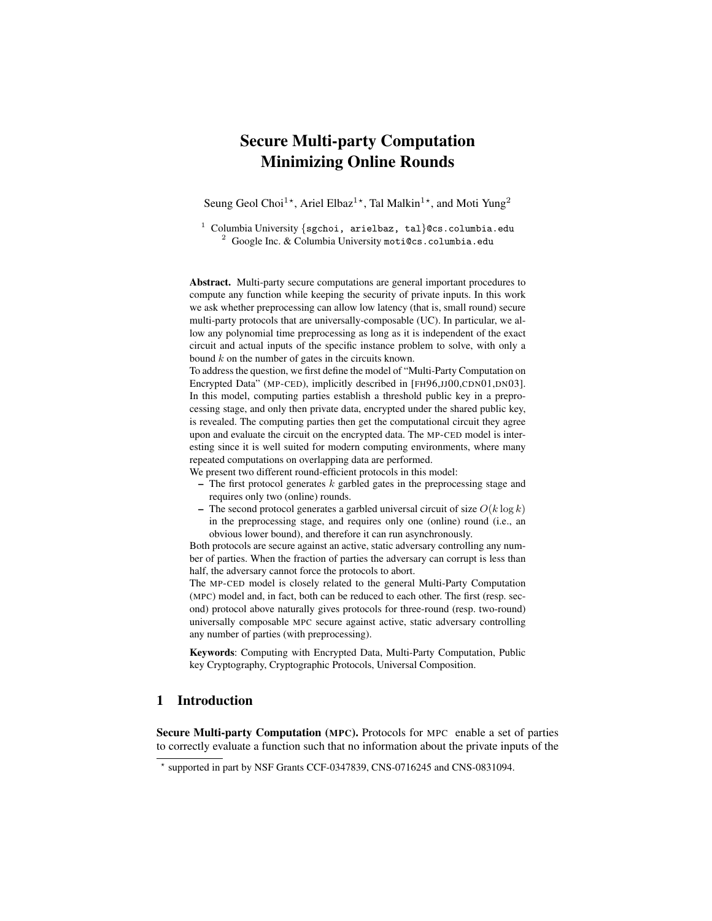# Secure Multi-party Computation Minimizing Online Rounds

Seung Geol Choi[1⋆], Ariel Elbaz[1⋆], Tal Malkin[1⋆], and Moti Yung[2]

[1] Columbia University {sgchoi, arielbaz, tal}@cs.columbia.edu
[2] Google Inc. & Columbia University moti@cs.columbia.edu

**Abstract.** Multi-party secure computations are general important procedures to compute any function while keeping the security of private inputs. In this work we ask whether preprocessing can allow low latency (that is, small round) secure multi-party protocols that are universally-composable (UC). In particular, we allow any polynomial time preprocessing as long as it is independent of the exact circuit and actual inputs of the specific instance problem to solve, with only a bound $k$ on the number of gates in the circuits known.

To address the question, we first define the model of "Multi-Party Computation on Encrypted Data" (MP-CED), implicitly described in [FH96,JJ00,CDN01,DN03]. In this model, computing parties establish a threshold public key in a preprocessing stage, and only then private data, encrypted under the shared public key, is revealed. The computing parties then get the computational circuit they agree upon and evaluate the circuit on the encrypted data. The MP-CED model is interesting since it is well suited for modern computing environments, where many repeated computations on overlapping data are performed.

We present two different round-efficient protocols in this model:

- The first protocol generates $k$ garbled gates in the preprocessing stage and requires only two (online) rounds.
- The second protocol generates a garbled universal circuit of size $O(k \log k)$ in the preprocessing stage, and requires only one (online) round (i.e., an obvious lower bound), and therefore it can run asynchronously.

Both protocols are secure against an active, static adversary controlling any number of parties. When the fraction of parties the adversary can corrupt is less than half, the adversary cannot force the protocols to abort.

The MP-CED model is closely related to the general Multi-Party Computation (MPC) model and, in fact, both can be reduced to each other. The first (resp. second) protocol above naturally gives protocols for three-round (resp. two-round) universally composable MPC secure against active, static adversary controlling any number of parties (with preprocessing).

**Keywords**: Computing with Encrypted Data, Multi-Party Computation, Public key Cryptography, Cryptographic Protocols, Universal Composition.

## 1 Introduction

**Secure Multi-party Computation (MPC).** Protocols for MPC enable a set of parties to correctly evaluate a function such that no information about the private inputs of the

⋆ supported in part by NSF Grants CCF-0347839, CNS-0716245 and CNS-0831094.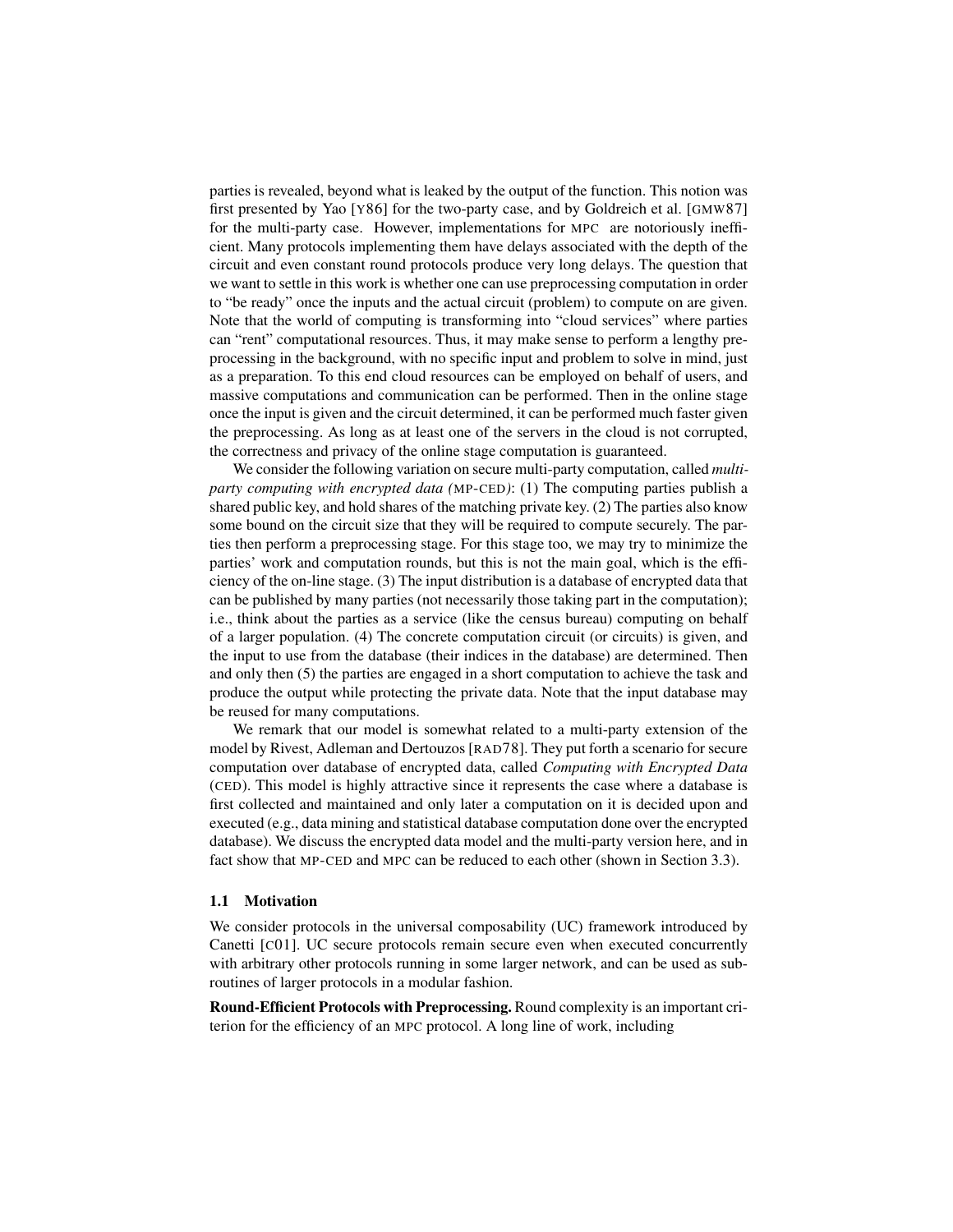parties is revealed, beyond what is leaked by the output of the function. This notion was first presented by Yao [Y86] for the two-party case, and by Goldreich et al. [GMW87] for the multi-party case. However, implementations for MPC are notoriously inefficient. Many protocols implementing them have delays associated with the depth of the circuit and even constant round protocols produce very long delays. The question that we want to settle in this work is whether one can use preprocessing computation in order to "be ready" once the inputs and the actual circuit (problem) to compute on are given. Note that the world of computing is transforming into "cloud services" where parties can "rent" computational resources. Thus, it may make sense to perform a lengthy preprocessing in the background, with no specific input and problem to solve in mind, just as a preparation. To this end cloud resources can be employed on behalf of users, and massive computations and communication can be performed. Then in the online stage once the input is given and the circuit determined, it can be performed much faster given the preprocessing. As long as at least one of the servers in the cloud is not corrupted, the correctness and privacy of the online stage computation is guaranteed.

We consider the following variation on secure multi-party computation, called *multi-party computing with encrypted data (*MP-CED*)*: (1) The computing parties publish a shared public key, and hold shares of the matching private key. (2) The parties also know some bound on the circuit size that they will be required to compute securely. The parties then perform a preprocessing stage. For this stage too, we may try to minimize the parties' work and computation rounds, but this is not the main goal, which is the efficiency of the on-line stage. (3) The input distribution is a database of encrypted data that can be published by many parties (not necessarily those taking part in the computation); i.e., think about the parties as a service (like the census bureau) computing on behalf of a larger population. (4) The concrete computation circuit (or circuits) is given, and the input to use from the database (their indices in the database) are determined. Then and only then (5) the parties are engaged in a short computation to achieve the task and produce the output while protecting the private data. Note that the input database may be reused for many computations.

We remark that our model is somewhat related to a multi-party extension of the model by Rivest, Adleman and Dertouzos [RAD78]. They put forth a scenario for secure computation over database of encrypted data, called *Computing with Encrypted Data* (CED). This model is highly attractive since it represents the case where a database is first collected and maintained and only later a computation on it is decided upon and executed (e.g., data mining and statistical database computation done over the encrypted database). We discuss the encrypted data model and the multi-party version here, and in fact show that MP-CED and MPC can be reduced to each other (shown in Section 3.3).

### 1.1 Motivation

We consider protocols in the universal composability (UC) framework introduced by Canetti [C01]. UC secure protocols remain secure even when executed concurrently with arbitrary other protocols running in some larger network, and can be used as subroutines of larger protocols in a modular fashion.

**Round-Efficient Protocols with Preprocessing.** Round complexity is an important criterion for the efficiency of an MPC protocol. A long line of work, including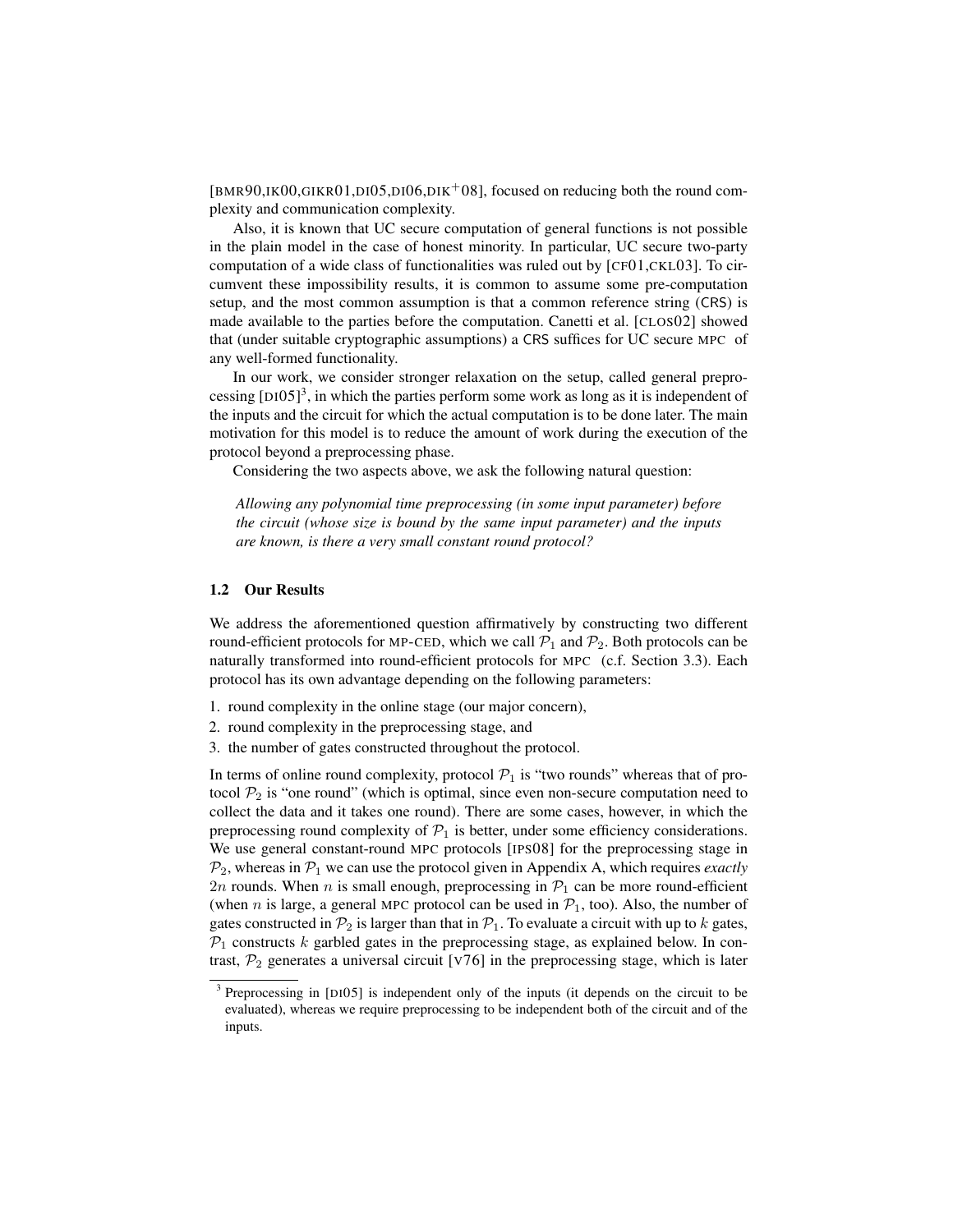[BMR90,IK00,GIKR01,DI05,DI06,DIK+08], focused on reducing both the round complexity and communication complexity.

Also, it is known that UC secure computation of general functions is not possible in the plain model in the case of honest minority. In particular, UC secure two-party computation of a wide class of functionalities was ruled out by [CF01,CKL03]. To circumvent these impossibility results, it is common to assume some pre-computation setup, and the most common assumption is that a common reference string (CRS) is made available to the parties before the computation. Canetti et al. [CLOS02] showed that (under suitable cryptographic assumptions) a CRS suffices for UC secure MPC of any well-formed functionality.

In our work, we consider stronger relaxation on the setup, called general preprocessing [DI05][3], in which the parties perform some work as long as it is independent of the inputs and the circuit for which the actual computation is to be done later. The main motivation for this model is to reduce the amount of work during the execution of the protocol beyond a preprocessing phase.

Considering the two aspects above, we ask the following natural question:

> *Allowing any polynomial time preprocessing (in some input parameter) before the circuit (whose size is bound by the same input parameter) and the inputs are known, is there a very small constant round protocol?*

### 1.2 Our Results

We address the aforementioned question affirmatively by constructing two different round-efficient protocols for MP-CED, which we call $\mathcal{P}_1$ and $\mathcal{P}_2$. Both protocols can be naturally transformed into round-efficient protocols for MPC (c.f. Section 3.3). Each protocol has its own advantage depending on the following parameters:

1. round complexity in the online stage (our major concern),
2. round complexity in the preprocessing stage, and
3. the number of gates constructed throughout the protocol.

In terms of online round complexity, protocol $\mathcal{P}_1$ is "two rounds" whereas that of protocol $\mathcal{P}_2$ is "one round" (which is optimal, since even non-secure computation need to collect the data and it takes one round). There are some cases, however, in which the preprocessing round complexity of $\mathcal{P}_1$ is better, under some efficiency considerations. We use general constant-round MPC protocols [IPS08] for the preprocessing stage in $\mathcal{P}_2$, whereas in $\mathcal{P}_1$ we can use the protocol given in Appendix A, which requires *exactly* $2n$ rounds. When $n$ is small enough, preprocessing in $\mathcal{P}_1$ can be more round-efficient (when $n$ is large, a general MPC protocol can be used in $\mathcal{P}_1$, too). Also, the number of gates constructed in $\mathcal{P}_2$ is larger than that in $\mathcal{P}_1$. To evaluate a circuit with up to $k$ gates, $\mathcal{P}_1$ constructs $k$ garbled gates in the preprocessing stage, as explained below. In contrast, $\mathcal{P}_2$ generates a universal circuit [V76] in the preprocessing stage, which is later

[3] Preprocessing in [DI05] is independent only of the inputs (it depends on the circuit to be evaluated), whereas we require preprocessing to be independent both of the circuit and of the inputs.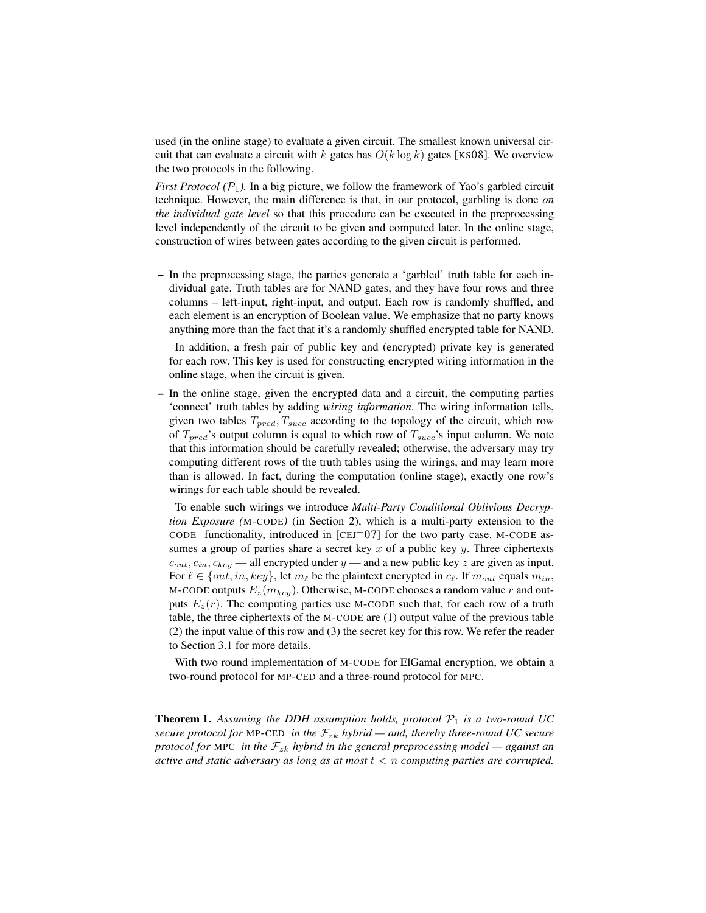used (in the online stage) to evaluate a given circuit. The smallest known universal circuit that can evaluate a circuit with $k$ gates has $O(k \log k)$ gates [KS08]. We overview the two protocols in the following.

*First Protocol ($\mathcal{P}_1$).* In a big picture, we follow the framework of Yao's garbled circuit technique. However, the main difference is that, in our protocol, garbling is done *on the individual gate level* so that this procedure can be executed in the preprocessing level independently of the circuit to be given and computed later. In the online stage, construction of wires between gates according to the given circuit is performed.

- In the preprocessing stage, the parties generate a 'garbled' truth table for each individual gate. Truth tables are for NAND gates, and they have four rows and three columns – left-input, right-input, and output. Each row is randomly shuffled, and each element is an encryption of Boolean value. We emphasize that no party knows anything more than the fact that it's a randomly shuffled encrypted table for NAND.

  In addition, a fresh pair of public key and (encrypted) private key is generated for each row. This key is used for constructing encrypted wiring information in the online stage, when the circuit is given.

- In the online stage, given the encrypted data and a circuit, the computing parties 'connect' truth tables by adding *wiring information*. The wiring information tells, given two tables $T_{pred}, T_{succ}$ according to the topology of the circuit, which row of $T_{pred}$'s output column is equal to which row of $T_{succ}$'s input column. We note that this information should be carefully revealed; otherwise, the adversary may try computing different rows of the truth tables using the wirings, and may learn more than is allowed. In fact, during the computation (online stage), exactly one row's wirings for each table should be revealed.

  To enable such wirings we introduce *Multi-Party Conditional Oblivious Decryption Exposure (*M-CODE*)* (in Section 2), which is a multi-party extension to the CODE functionality, introduced in [CEJ+07] for the two party case. M-CODE assumes a group of parties share a secret key $x$ of a public key $y$. Three ciphertexts $c_{out}, c_{in}, c_{key}$ — all encrypted under $y$ — and a new public key $z$ are given as input. For $\ell \in \{out, in, key\}$, let $m_\ell$ be the plaintext encrypted in $c_\ell$. If $m_{out}$ equals $m_{in}$, M-CODE outputs $E_z(m_{key})$. Otherwise, M-CODE chooses a random value $r$ and outputs $E_z(r)$. The computing parties use M-CODE such that, for each row of a truth table, the three ciphertexts of the M-CODE are (1) output value of the previous table (2) the input value of this row and (3) the secret key for this row. We refer the reader to Section 3.1 for more details.

  With two round implementation of M-CODE for ElGamal encryption, we obtain a two-round protocol for MP-CED and a three-round protocol for MPC.

**Theorem 1.** *Assuming the DDH assumption holds, protocol $\mathcal{P}_1$ is a two-round UC secure protocol for* MP-CED *in the $\mathcal{F}_{zk}$ hybrid — and, thereby three-round UC secure protocol for* MPC *in the $\mathcal{F}_{zk}$ hybrid in the general preprocessing model — against an active and static adversary as long as at most $t < n$ computing parties are corrupted.*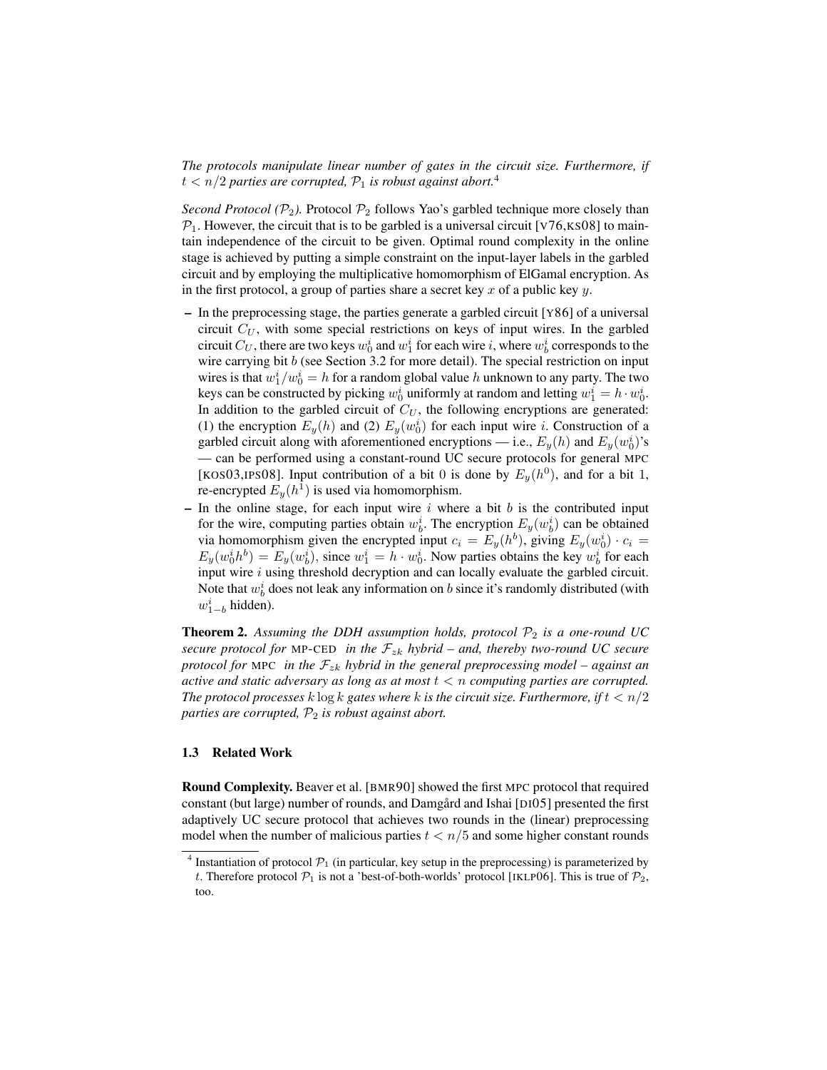*The protocols manipulate linear number of gates in the circuit size. Furthermore, if $t < n/2$ parties are corrupted, $\mathcal{P}_1$ is robust against abort.*[4]

*Second Protocol ($\mathcal{P}_2$).* Protocol $\mathcal{P}_2$ follows Yao's garbled technique more closely than $\mathcal{P}_1$. However, the circuit that is to be garbled is a universal circuit [V76,KS08] to maintain independence of the circuit to be given. Optimal round complexity in the online stage is achieved by putting a simple constraint on the input-layer labels in the garbled circuit and by employing the multiplicative homomorphism of ElGamal encryption. As in the first protocol, a group of parties share a secret key $x$ of a public key $y$.

- In the preprocessing stage, the parties generate a garbled circuit [Y86] of a universal circuit $C_U$, with some special restrictions on keys of input wires. In the garbled circuit $C_U$, there are two keys $w_0^i$ and $w_1^i$ for each wire $i$, where $w_b^i$ corresponds to the wire carrying bit $b$ (see Section 3.2 for more detail). The special restriction on input wires is that $w_1^i/w_0^i = h$ for a random global value $h$ unknown to any party. The two keys can be constructed by picking $w_0^i$ uniformly at random and letting $w_1^i = h \cdot w_0^i$. In addition to the garbled circuit of $C_U$, the following encryptions are generated: (1) the encryption $E_y(h)$ and (2) $E_y(w_0^i)$ for each input wire $i$. Construction of a garbled circuit along with aforementioned encryptions — i.e., $E_y(h)$ and $E_y(w_0^i)$'s — can be performed using a constant-round UC secure protocols for general MPC [KOS03,IPS08]. Input contribution of a bit 0 is done by $E_y(h^0)$, and for a bit 1, re-encrypted $E_y(h^1)$ is used via homomorphism.
- In the online stage, for each input wire $i$ where a bit $b$ is the contributed input for the wire, computing parties obtain $w_b^i$. The encryption $E_y(w_b^i)$ can be obtained via homomorphism given the encrypted input $c_i = E_y(h^b)$, giving $E_y(w_0^i) \cdot c_i = E_y(w_0^i h^b) = E_y(w_b^i)$, since $w_1^i = h \cdot w_0^i$. Now parties obtains the key $w_b^i$ for each input wire $i$ using threshold decryption and can locally evaluate the garbled circuit. Note that $w_b^i$ does not leak any information on $b$ since it's randomly distributed (with $w_{1-b}^i$ hidden).

**Theorem 2.** *Assuming the DDH assumption holds, protocol $\mathcal{P}_2$ is a one-round UC secure protocol for MP-CED in the $\mathcal{F}_{zk}$ hybrid – and, thereby two-round UC secure protocol for MPC in the $\mathcal{F}_{zk}$ hybrid in the general preprocessing model – against an active and static adversary as long as at most $t < n$ computing parties are corrupted. The protocol processes $k \log k$ gates where $k$ is the circuit size. Furthermore, if $t < n/2$ parties are corrupted, $\mathcal{P}_2$ is robust against abort.*

### 1.3 Related Work

**Round Complexity.** Beaver et al. [BMR90] showed the first MPC protocol that required constant (but large) number of rounds, and Damgård and Ishai [DI05] presented the first adaptively UC secure protocol that achieves two rounds in the (linear) preprocessing model when the number of malicious parties $t < n/5$ and some higher constant rounds

[4] Instantiation of protocol $\mathcal{P}_1$ (in particular, key setup in the preprocessing) is parameterized by $t$. Therefore protocol $\mathcal{P}_1$ is not a 'best-of-both-worlds' protocol [IKLP06]. This is true of $\mathcal{P}_2$, too.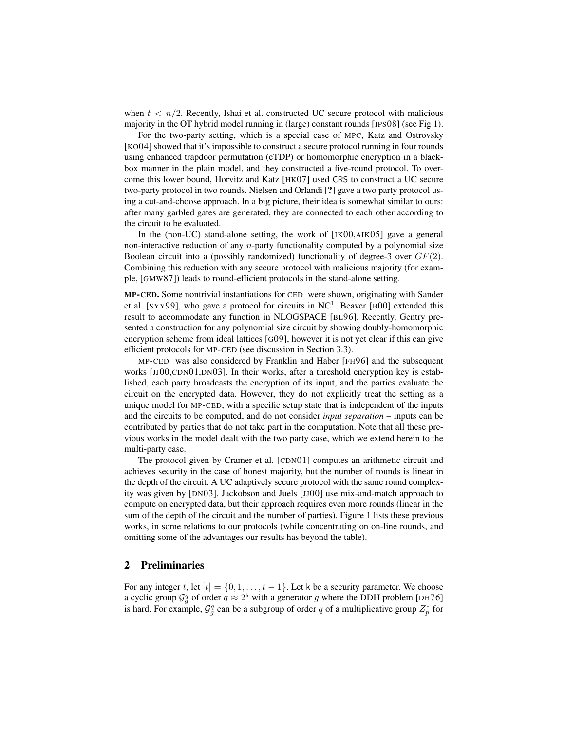when $t < n/2$. Recently, Ishai et al. constructed UC secure protocol with malicious majority in the OT hybrid model running in (large) constant rounds [IPS08] (see Fig 1).

For the two-party setting, which is a special case of MPC, Katz and Ostrovsky [KO04] showed that it's impossible to construct a secure protocol running in four rounds using enhanced trapdoor permutation (eTDP) or homomorphic encryption in a black-box manner in the plain model, and they constructed a five-round protocol. To overcome this lower bound, Horvitz and Katz [HK07] used CRS to construct a UC secure two-party protocol in two rounds. Nielsen and Orlandi [**?**] gave a two party protocol using a cut-and-choose approach. In a big picture, their idea is somewhat similar to ours: after many garbled gates are generated, they are connected to each other according to the circuit to be evaluated.

In the (non-UC) stand-alone setting, the work of [IK00,AIK05] gave a general non-interactive reduction of any $n$-party functionality computed by a polynomial size Boolean circuit into a (possibly randomized) functionality of degree-3 over $GF(2)$. Combining this reduction with any secure protocol with malicious majority (for example, [GMW87]) leads to round-efficient protocols in the stand-alone setting.

**MP-CED.** Some nontrivial instantiations for CED were shown, originating with Sander et al. [SYY99], who gave a protocol for circuits in $NC^1$. Beaver [B00] extended this result to accommodate any function in NLOGSPACE [BL96]. Recently, Gentry presented a construction for any polynomial size circuit by showing doubly-homomorphic encryption scheme from ideal lattices [G09], however it is not yet clear if this can give efficient protocols for MP-CED (see discussion in Section 3.3).

MP-CED was also considered by Franklin and Haber [FH96] and the subsequent works [JJ00,CDN01,DN03]. In their works, after a threshold encryption key is established, each party broadcasts the encryption of its input, and the parties evaluate the circuit on the encrypted data. However, they do not explicitly treat the setting as a unique model for MP-CED, with a specific setup state that is independent of the inputs and the circuits to be computed, and do not consider *input separation* – inputs can be contributed by parties that do not take part in the computation. Note that all these previous works in the model dealt with the two party case, which we extend herein to the multi-party case.

The protocol given by Cramer et al. [CDN01] computes an arithmetic circuit and achieves security in the case of honest majority, but the number of rounds is linear in the depth of the circuit. A UC adaptively secure protocol with the same round complexity was given by [DN03]. Jackobson and Juels [JJ00] use mix-and-match approach to compute on encrypted data, but their approach requires even more rounds (linear in the sum of the depth of the circuit and the number of parties). Figure 1 lists these previous works, in some relations to our protocols (while concentrating on on-line rounds, and omitting some of the advantages our results has beyond the table).

## 2 Preliminaries

For any integer $t$, let $[t] = \{0, 1, \ldots, t-1\}$. Let $\mathsf{k}$ be a security parameter. We choose a cyclic group $\mathcal{G}_g^q$ of order $q \approx 2^{\mathsf{k}}$ with a generator $g$ where the DDH problem [DH76] is hard. For example, $\mathcal{G}_g^q$ can be a subgroup of order $q$ of a multiplicative group $Z_p^*$ for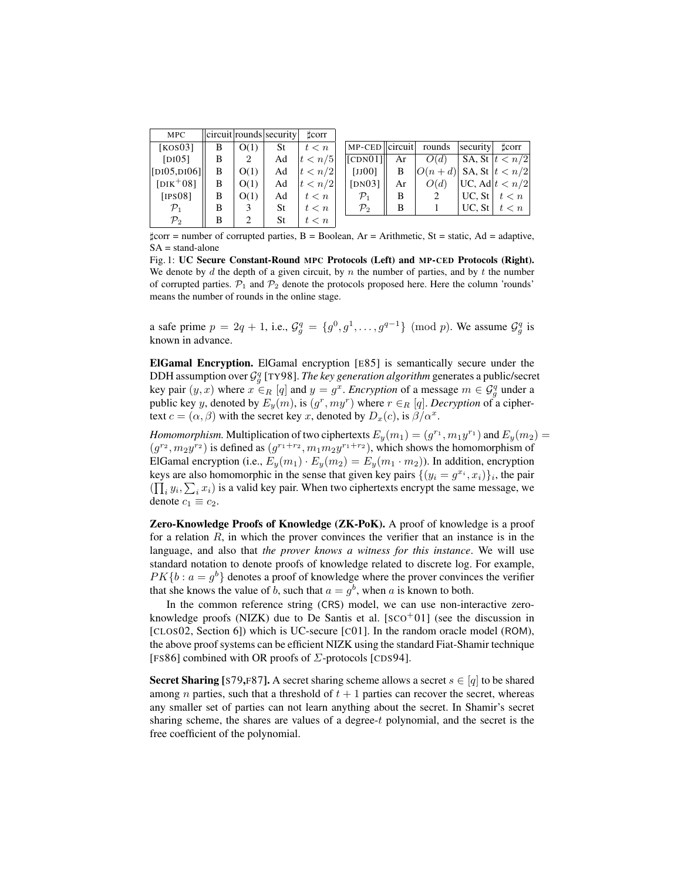| MPC | circuit | rounds | security | ♯corr |
| --- | --- | --- | --- | --- |
| [KOS03] | B | O(1) | St | $t < n$ |
| [DI05] | B | 2 | Ad | $t < n/5$ |
| [DI05,DI06] | B | O(1) | Ad | $t < n/2$ |
| [DIK+08] | B | O(1) | Ad | $t < n/2$ |
| [IPS08] | B | O(1) | Ad | $t < n$ |
| $\mathcal{P}_1$ | B | 3 | St | $t < n$ |
| $\mathcal{P}_2$ | B | 2 | St | $t < n$ |

| MP-CED | circuit | rounds | security | ♯corr |
| --- | --- | --- | --- | --- |
| [CDN01] | Ar | $O(d)$ | SA, St | $t < n/2$ |
| [JJ00] | B | $O(n+d)$ | SA, St | $t < n/2$ |
| [DN03] | Ar | $O(d)$ | UC, Ad | $t < n/2$ |
| $\mathcal{P}_1$ | B | 2 | UC, St | $t < n$ |
| $\mathcal{P}_2$ | B | 1 | UC, St | $t < n$ |

♯corr = number of corrupted parties, B = Boolean, Ar = Arithmetic, St = static, Ad = adaptive, SA = stand-alone

Fig. 1: **UC Secure Constant-Round MPC Protocols (Left) and MP-CED Protocols (Right).** We denote by $d$ the depth of a given circuit, by $n$ the number of parties, and by $t$ the number of corrupted parties. $\mathcal{P}_1$ and $\mathcal{P}_2$ denote the protocols proposed here. Here the column 'rounds' means the number of rounds in the online stage.

a safe prime $p = 2q + 1$, i.e., $\mathcal{G}_g^q = \{g^0, g^1, \ldots, g^{q-1}\} \pmod{p}$. We assume $\mathcal{G}_g^q$ is known in advance.

**ElGamal Encryption.** ElGamal encryption [E85] is semantically secure under the DDH assumption over $\mathcal{G}_g^q$ [TY98]. *The key generation algorithm* generates a public/secret key pair $(y, x)$ where $x \in_R [q]$ and $y = g^x$. *Encryption* of a message $m \in \mathcal{G}_g^q$ under a public key $y$, denoted by $E_y(m)$, is $(g^r, my^r)$ where $r \in_R [q]$. *Decryption* of a ciphertext $c = (\alpha, \beta)$ with the secret key $x$, denoted by $D_x(c)$, is $\beta/\alpha^x$.

*Homomorphism.* Multiplication of two ciphertexts $E_y(m_1) = (g^{r_1}, m_1 y^{r_1})$ and $E_y(m_2) = (g^{r_2}, m_2 y^{r_2})$ is defined as $(g^{r_1+r_2}, m_1 m_2 y^{r_1+r_2})$, which shows the homomorphism of ElGamal encryption (i.e., $E_y(m_1) \cdot E_y(m_2) = E_y(m_1 \cdot m_2)$). In addition, encryption keys are also homomorphic in the sense that given key pairs $\{(y_i = g^{x_i}, x_i)\}_i$, the pair $(\prod_i y_i, \sum_i x_i)$ is a valid key pair. When two ciphertexts encrypt the same message, we denote $c_1 \equiv c_2$.

**Zero-Knowledge Proofs of Knowledge (ZK-PoK).** A proof of knowledge is a proof for a relation $R$, in which the prover convinces the verifier that an instance is in the language, and also that *the prover knows a witness for this instance*. We will use standard notation to denote proofs of knowledge related to discrete log. For example, $PK\{b : a = g^b\}$ denotes a proof of knowledge where the prover convinces the verifier that she knows the value of $b$, such that $a = g^b$, when $a$ is known to both.

In the common reference string (CRS) model, we can use non-interactive zero-knowledge proofs (NIZK) due to De Santis et al. [SCO+01] (see the discussion in [CLOS02, Section 6]) which is UC-secure [C01]. In the random oracle model (ROM), the above proof systems can be efficient NIZK using the standard Fiat-Shamir technique [FS86] combined with OR proofs of $\Sigma$-protocols [CDS94].

**Secret Sharing [S79,F87].** A secret sharing scheme allows a secret $s \in [q]$ to be shared among $n$ parties, such that a threshold of $t + 1$ parties can recover the secret, whereas any smaller set of parties can not learn anything about the secret. In Shamir's secret sharing scheme, the shares are values of a degree-$t$ polynomial, and the secret is the free coefficient of the polynomial.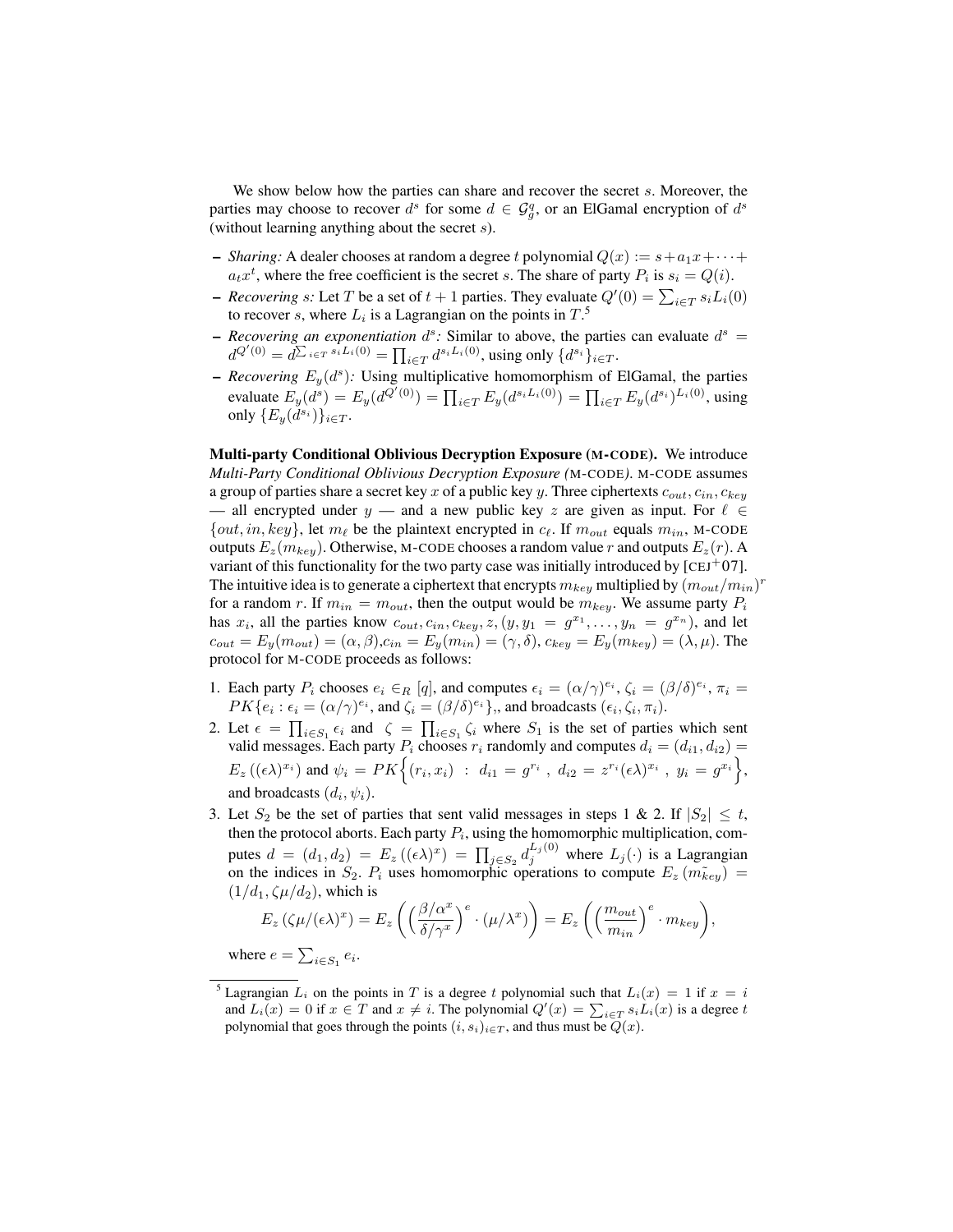We show below how the parties can share and recover the secret $s$. Moreover, the parties may choose to recover $d^s$ for some $d \in \mathcal{G}_g^q$, or an ElGamal encryption of $d^s$ (without learning anything about the secret $s$).

- *Sharing:* A dealer chooses at random a degree $t$ polynomial $Q(x) := s + a_1 x + \cdots + a_t x^t$, where the free coefficient is the secret $s$. The share of party $P_i$ is $s_i = Q(i)$.
- *Recovering $s$:* Let $T$ be a set of $t+1$ parties. They evaluate $Q'(0) = \sum_{i \in T} s_i L_i(0)$ to recover $s$, where $L_i$ is a Lagrangian on the points in $T$.[5]
- *Recovering an exponentiation $d^s$:* Similar to above, the parties can evaluate $d^s = d^{Q'(0)} = d^{\sum_{i \in T} s_i L_i(0)} = \prod_{i \in T} d^{s_i L_i(0)}$, using only $\{d^{s_i}\}_{i \in T}$.
- *Recovering $E_y(d^s)$:* Using multiplicative homomorphism of ElGamal, the parties evaluate $E_y(d^s) = E_y(d^{Q'(0)}) = \prod_{i \in T} E_y(d^{s_i L_i(0)}) = \prod_{i \in T} E_y(d^{s_i})^{L_i(0)}$, using only $\{E_y(d^{s_i})\}_{i \in T}$.

**Multi-party Conditional Oblivious Decryption Exposure (M-CODE).** We introduce *Multi-Party Conditional Oblivious Decryption Exposure (*M-CODE*).* M-CODE assumes a group of parties share a secret key $x$ of a public key $y$. Three ciphertexts $c_{out}, c_{in}, c_{key}$ — all encrypted under $y$ — and a new public key $z$ are given as input. For $\ell \in \{out, in, key\}$, let $m_\ell$ be the plaintext encrypted in $c_\ell$. If $m_{out}$ equals $m_{in}$, M-CODE outputs $E_z(m_{key})$. Otherwise, M-CODE chooses a random value $r$ and outputs $E_z(r)$. A variant of this functionality for the two party case was initially introduced by [CEJ+07]. The intuitive idea is to generate a ciphertext that encrypts $m_{key}$ multiplied by $(m_{out}/m_{in})^r$ for a random $r$. If $m_{in} = m_{out}$, then the output would be $m_{key}$. We assume party $P_i$ has $x_i$, all the parties know $c_{out}, c_{in}, c_{key}, z, (y, y_1 = g^{x_1}, \ldots, y_n = g^{x_n})$, and let $c_{out} = E_y(m_{out}) = (\alpha, \beta)$, $c_{in} = E_y(m_{in}) = (\gamma, \delta)$, $c_{key} = E_y(m_{key}) = (\lambda, \mu)$. The protocol for M-CODE proceeds as follows:

1. Each party $P_i$ chooses $e_i \in_R [q]$, and computes $\epsilon_i = (\alpha/\gamma)^{e_i}$, $\zeta_i = (\beta/\delta)^{e_i}$, $\pi_i = PK\{e_i : \epsilon_i = (\alpha/\gamma)^{e_i}, \text{ and } \zeta_i = (\beta/\delta)^{e_i}\}$,, and broadcasts $(\epsilon_i, \zeta_i, \pi_i)$.
2. Let $\epsilon = \prod_{i \in S_1} \epsilon_i$ and $\zeta = \prod_{i \in S_1} \zeta_i$ where $S_1$ is the set of parties which sent valid messages. Each party $P_i$ chooses $r_i$ randomly and computes $d_i = (d_{i1}, d_{i2}) = E_z((\epsilon\lambda)^{x_i})$ and $\psi_i = PK\Big\{(r_i, x_i) \ : \ d_{i1} = g^{r_i} \ , \ d_{i2} = z^{r_i}(\epsilon\lambda)^{x_i} \ , \ y_i = g^{x_i}\Big\}$, and broadcasts $(d_i, \psi_i)$.
3. Let $S_2$ be the set of parties that sent valid messages in steps 1 & 2. If $|S_2| \leq t$, then the protocol aborts. Each party $P_i$, using the homomorphic multiplication, computes $d = (d_1, d_2) = E_z((\epsilon\lambda)^x) = \prod_{j \in S_2} d_j^{L_j(0)}$ where $L_j(\cdot)$ is a Lagrangian on the indices in $S_2$. $P_i$ uses homomorphic operations to compute $E_z(\tilde{m_{key}}) = (1/d_1, \zeta\mu/d_2)$, which is
$$E_z(\zeta\mu/(\epsilon\lambda)^x) = E_z\left(\left(\frac{\beta/\alpha^x}{\delta/\gamma^x}\right)^e \cdot (\mu/\lambda^x)\right) = E_z\left(\left(\frac{m_{out}}{m_{in}}\right)^e \cdot m_{key}\right),$$
where $e = \sum_{i \in S_1} e_i$.

[5] Lagrangian $L_i$ on the points in $T$ is a degree $t$ polynomial such that $L_i(x) = 1$ if $x = i$ and $L_i(x) = 0$ if $x \in T$ and $x \neq i$. The polynomial $Q'(x) = \sum_{i \in T} s_i L_i(x)$ is a degree $t$ polynomial that goes through the points $(i, s_i)_{i \in T}$, and thus must be $Q(x)$.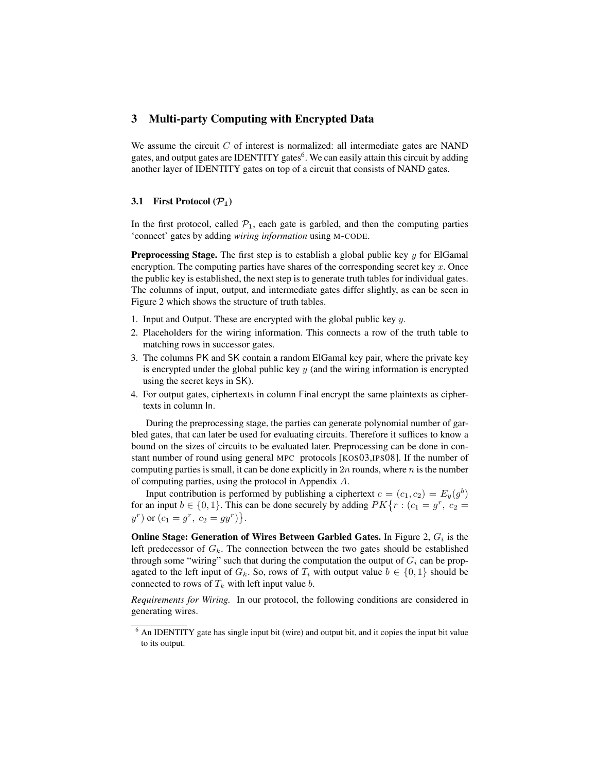## 3 Multi-party Computing with Encrypted Data

We assume the circuit $C$ of interest is normalized: all intermediate gates are NAND gates, and output gates are IDENTITY gates[6]. We can easily attain this circuit by adding another layer of IDENTITY gates on top of a circuit that consists of NAND gates.

### 3.1 First Protocol ($\mathcal{P}_1$)

In the first protocol, called $\mathcal{P}_1$, each gate is garbled, and then the computing parties 'connect' gates by adding *wiring information* using M-CODE.

**Preprocessing Stage.** The first step is to establish a global public key $y$ for ElGamal encryption. The computing parties have shares of the corresponding secret key $x$. Once the public key is established, the next step is to generate truth tables for individual gates. The columns of input, output, and intermediate gates differ slightly, as can be seen in Figure 2 which shows the structure of truth tables.

1. Input and Output. These are encrypted with the global public key $y$.
2. Placeholders for the wiring information. This connects a row of the truth table to matching rows in successor gates.
3. The columns PK and SK contain a random ElGamal key pair, where the private key is encrypted under the global public key $y$ (and the wiring information is encrypted using the secret keys in SK).
4. For output gates, ciphertexts in column Final encrypt the same plaintexts as ciphertexts in column In.

During the preprocessing stage, the parties can generate polynomial number of garbled gates, that can later be used for evaluating circuits. Therefore it suffices to know a bound on the sizes of circuits to be evaluated later. Preprocessing can be done in constant number of round using general MPC protocols [KOS03,IPS08]. If the number of computing parties is small, it can be done explicitly in $2n$ rounds, where $n$ is the number of computing parties, using the protocol in Appendix $A$.

Input contribution is performed by publishing a ciphertext $c = (c_1, c_2) = E_y(g^b)$ for an input $b \in \{0, 1\}$. This can be done securely by adding $PK\{r : (c_1 = g^r,\ c_2 = y^r) \text{ or } (c_1 = g^r,\ c_2 = gy^r)\}$.

**Online Stage: Generation of Wires Between Garbled Gates.** In Figure 2, $G_i$ is the left predecessor of $G_k$. The connection between the two gates should be established through some "wiring" such that during the computation the output of $G_i$ can be propagated to the left input of $G_k$. So, rows of $T_i$ with output value $b \in \{0, 1\}$ should be connected to rows of $T_k$ with left input value $b$.

*Requirements for Wiring.* In our protocol, the following conditions are considered in generating wires.

[6] An IDENTITY gate has single input bit (wire) and output bit, and it copies the input bit value to its output.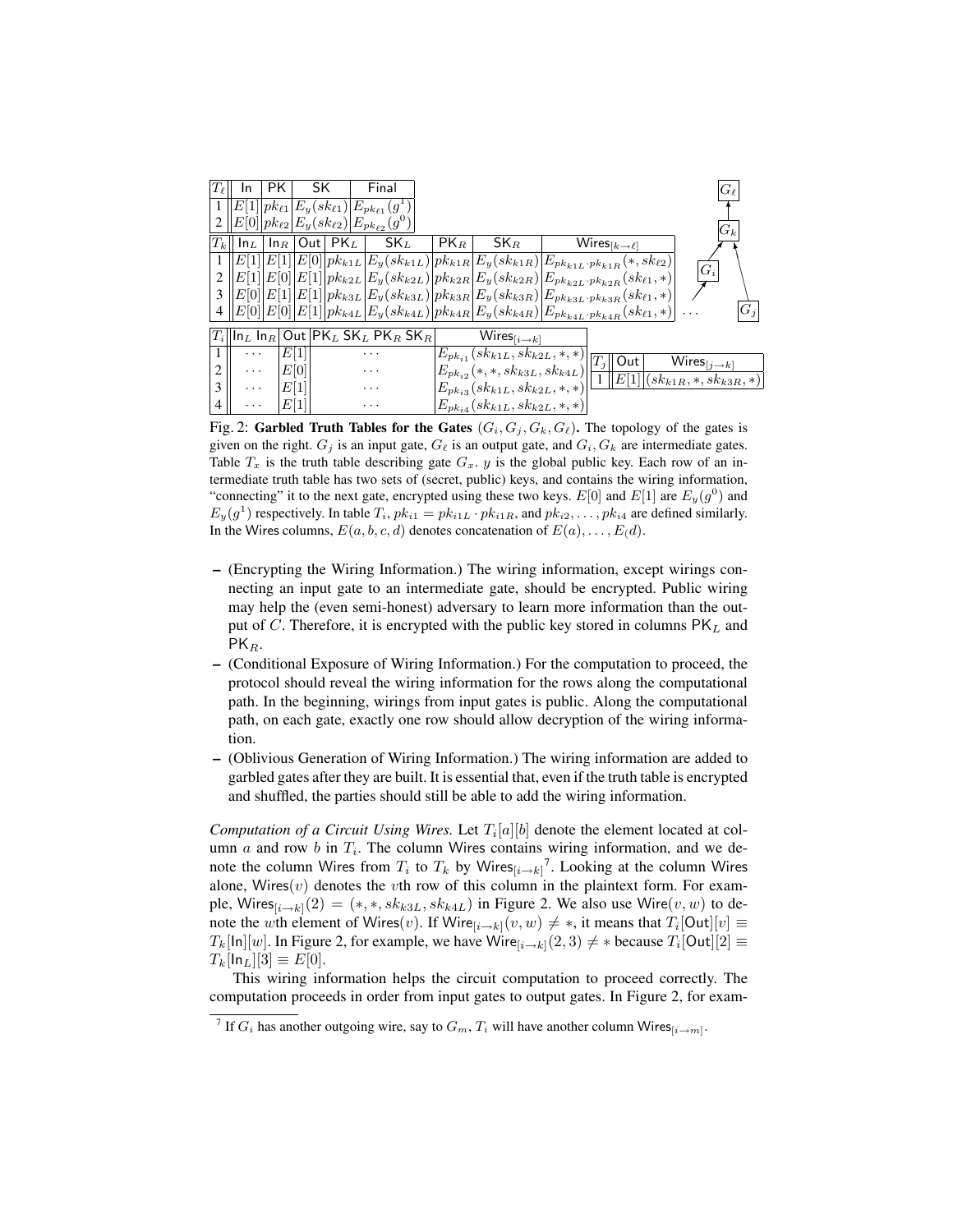| $T_\ell$ | In | PK | SK | Final |
|---|---|---|---|---|
| 1 | $E[1]$ | $pk_{\ell 1}$ | $E_y(sk_{\ell 1})$ | $E_{pk_{\ell 1}}(g^1)$ |
| 2 | $E[0]$ | $pk_{\ell 2}$ | $E_y(sk_{\ell 2})$ | $E_{pk_{\ell 2}}(g^0)$ |

| $T_k$ | $\mathsf{In}_L$ | $\mathsf{In}_R$ | Out | $\mathsf{PK}_L$ | $\mathsf{SK}_L$ | $\mathsf{PK}_R$ | $\mathsf{SK}_R$ | $\mathsf{Wires}_{[k\to\ell]}$ |
|---|---|---|---|---|---|---|---|---|
| 1 | $E[1]$ | $E[1]$ | $E[0]$ | $pk_{k1L}$ | $E_y(sk_{k1L})$ | $pk_{k1R}$ | $E_y(sk_{k1R})$ | $E_{pk_{k1L}\cdot pk_{k1R}}(*, sk_{\ell 2})$ |
| 2 | $E[1]$ | $E[0]$ | $E[1]$ | $pk_{k2L}$ | $E_y(sk_{k2L})$ | $pk_{k2R}$ | $E_y(sk_{k2R})$ | $E_{pk_{k2L}\cdot pk_{k2R}}(sk_{\ell 1}, *)$ |
| 3 | $E[0]$ | $E[1]$ | $E[1]$ | $pk_{k3L}$ | $E_y(sk_{k3L})$ | $pk_{k3R}$ | $E_y(sk_{k3R})$ | $E_{pk_{k3L}\cdot pk_{k3R}}(sk_{\ell 1}, *)$ |
| 4 | $E[0]$ | $E[0]$ | $E[1]$ | $pk_{k4L}$ | $E_y(sk_{k4L})$ | $pk_{k4R}$ | $E_y(sk_{k4R})$ | $E_{pk_{k4L}\cdot pk_{k4R}}(sk_{\ell 1}, *)$ |

| $T_i$ | $\mathsf{In}_L$ $\mathsf{In}_R$ | Out | $\mathsf{PK}_L$ $\mathsf{SK}_L$ $\mathsf{PK}_R$ $\mathsf{SK}_R$ | $\mathsf{Wires}_{[i\to k]}$ |
|---|---|---|---|---|
| 1 | $\cdots$ | $E[1]$ | $\cdots$ | $E_{pk_{i1}}(sk_{k1L}, sk_{k2L}, *, *)$ |
| 2 | $\cdots$ | $E[0]$ | $\cdots$ | $E_{pk_{i2}}(*, *, sk_{k3L}, sk_{k4L})$ |
| 3 | $\cdots$ | $E[1]$ | $\cdots$ | $E_{pk_{i3}}(sk_{k1L}, sk_{k2L}, *, *)$ |
| 4 | $\cdots$ | $E[1]$ | $\cdots$ | $E_{pk_{i4}}(sk_{k1L}, sk_{k2L}, *, *)$ |

| $T_j$ | Out | $\mathsf{Wires}_{[j\to k]}$ |
|---|---|---|
| 1 | $E[1]$ | $(sk_{k1R}, *, sk_{k3R}, *)$ |

Fig. 2: **Garbled Truth Tables for the Gates** $(G_i, G_j, G_k, G_\ell)$**.** The topology of the gates is given on the right. $G_j$ is an input gate, $G_\ell$ is an output gate, and $G_i, G_k$ are intermediate gates. Table $T_x$ is the truth table describing gate $G_x$. $y$ is the global public key. Each row of an intermediate truth table has two sets of (secret, public) keys, and contains the wiring information, "connecting" it to the next gate, encrypted using these two keys. $E[0]$ and $E[1]$ are $E_y(g^0)$ and $E_y(g^1)$ respectively. In table $T_i$, $pk_{i1} = pk_{i1L} \cdot pk_{i1R}$, and $pk_{i2}, \ldots, pk_{i4}$ are defined similarly. In the Wires columns, $E(a, b, c, d)$ denotes concatenation of $E(a), \ldots, E(d)$.

- (Encrypting the Wiring Information.) The wiring information, except wirings connecting an input gate to an intermediate gate, should be encrypted. Public wiring may help the (even semi-honest) adversary to learn more information than the output of $C$. Therefore, it is encrypted with the public key stored in columns $\mathsf{PK}_L$ and $\mathsf{PK}_R$.
- (Conditional Exposure of Wiring Information.) For the computation to proceed, the protocol should reveal the wiring information for the rows along the computational path. In the beginning, wirings from input gates is public. Along the computational path, on each gate, exactly one row should allow decryption of the wiring information.
- (Oblivious Generation of Wiring Information.) The wiring information are added to garbled gates after they are built. It is essential that, even if the truth table is encrypted and shuffled, the parties should still be able to add the wiring information.

*Computation of a Circuit Using Wires.* Let $T_i[a][b]$ denote the element located at column $a$ and row $b$ in $T_i$. The column Wires contains wiring information, and we denote the column Wires from $T_i$ to $T_k$ by $\mathsf{Wires}_{[i\to k]}$[7]. Looking at the column Wires alone, $\mathsf{Wires}(v)$ denotes the $v$th row of this column in the plaintext form. For example, $\mathsf{Wires}_{[i\to k]}(2) = (*, *, sk_{k3L}, sk_{k4L})$ in Figure 2. We also use $\mathsf{Wire}(v, w)$ to denote the $w$th element of $\mathsf{Wires}(v)$. If $\mathsf{Wire}_{[i\to k]}(v, w) \neq *$, it means that $T_i[\mathsf{Out}][v] \equiv T_k[\mathsf{In}][w]$. In Figure 2, for example, we have $\mathsf{Wire}_{[i\to k]}(2, 3) \neq *$ because $T_i[\mathsf{Out}][2] \equiv T_k[\mathsf{In}_L][3] \equiv E[0]$.

This wiring information helps the circuit computation to proceed correctly. The computation proceeds in order from input gates to output gates. In Figure 2, for exam-

[7] If $G_i$ has another outgoing wire, say to $G_m$, $T_i$ will have another column $\mathsf{Wires}_{[i\to m]}$.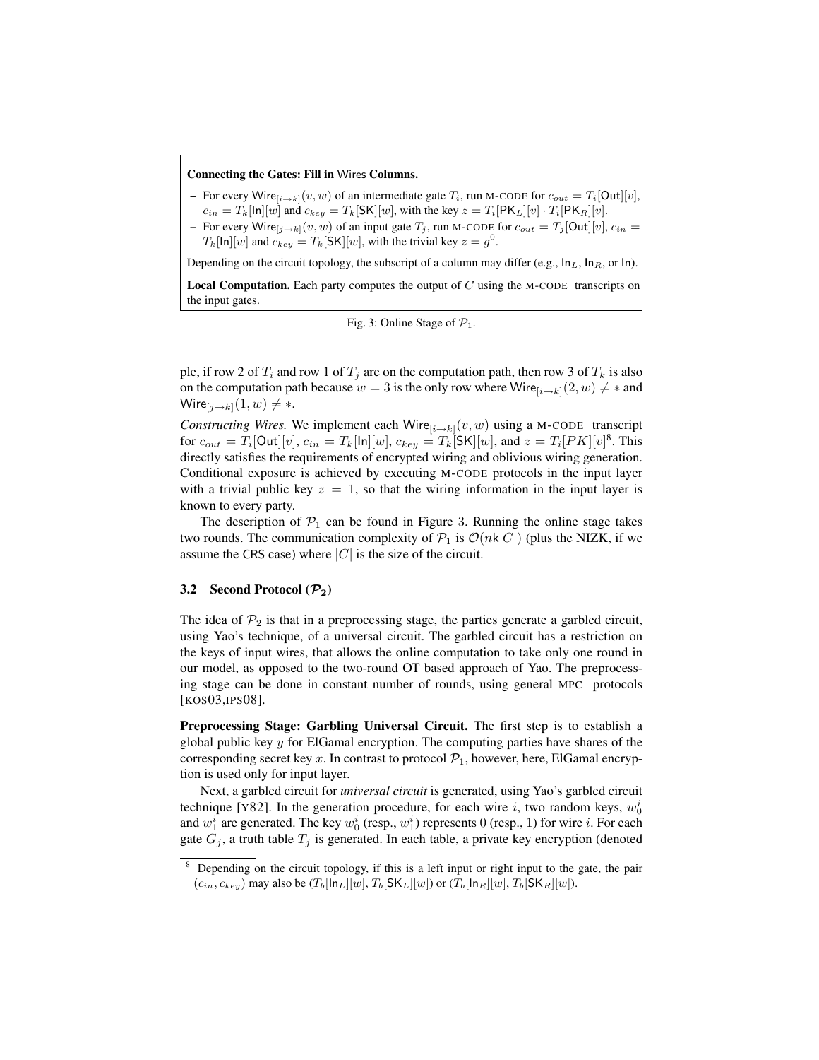**Connecting the Gates: Fill in** Wires **Columns.**

- For every $\mathsf{Wire}_{[i \to k]}(v, w)$ of an intermediate gate $T_i$, run M-CODE for $c_{out} = T_i[\mathsf{Out}][v]$, $c_{in} = T_k[\mathsf{In}][w]$ and $c_{key} = T_k[\mathsf{SK}][w]$, with the key $z = T_i[\mathsf{PK}_L][v] \cdot T_i[\mathsf{PK}_R][v]$.
- For every $\mathsf{Wire}_{[j \to k]}(v, w)$ of an input gate $T_j$, run M-CODE for $c_{out} = T_j[\mathsf{Out}][v]$, $c_{in} = T_k[\mathsf{In}][w]$ and $c_{key} = T_k[\mathsf{SK}][w]$, with the trivial key $z = g^0$.

Depending on the circuit topology, the subscript of a column may differ (e.g., $\mathsf{In}_L$, $\mathsf{In}_R$, or $\mathsf{In}$).

**Local Computation.** Each party computes the output of $C$ using the M-CODE transcripts on the input gates.

Fig. 3: Online Stage of $\mathcal{P}_1$.

ple, if row 2 of $T_i$ and row 1 of $T_j$ are on the computation path, then row 3 of $T_k$ is also on the computation path because $w = 3$ is the only row where $\mathsf{Wire}_{[i \to k]}(2, w) \neq *$ and $\mathsf{Wire}_{[j \to k]}(1, w) \neq *$.

*Constructing Wires.* We implement each $\mathsf{Wire}_{[i \to k]}(v, w)$ using a M-CODE transcript for $c_{out} = T_i[\mathsf{Out}][v]$, $c_{in} = T_k[\mathsf{In}][w]$, $c_{key} = T_k[\mathsf{SK}][w]$, and $z = T_i[PK][v]$[8]. This directly satisfies the requirements of encrypted wiring and oblivious wiring generation. Conditional exposure is achieved by executing M-CODE protocols in the input layer with a trivial public key $z = 1$, so that the wiring information in the input layer is known to every party.

The description of $\mathcal{P}_1$ can be found in Figure 3. Running the online stage takes two rounds. The communication complexity of $\mathcal{P}_1$ is $\mathcal{O}(n\mathsf{k}|C|)$ (plus the NIZK, if we assume the CRS case) where $|C|$ is the size of the circuit.

### 3.2 Second Protocol ($\mathcal{P}_2$)

The idea of $\mathcal{P}_2$ is that in a preprocessing stage, the parties generate a garbled circuit, using Yao's technique, of a universal circuit. The garbled circuit has a restriction on the keys of input wires, that allows the online computation to take only one round in our model, as opposed to the two-round OT based approach of Yao. The preprocessing stage can be done in constant number of rounds, using general MPC protocols [KOS03,IPS08].

**Preprocessing Stage: Garbling Universal Circuit.** The first step is to establish a global public key $y$ for ElGamal encryption. The computing parties have shares of the corresponding secret key $x$. In contrast to protocol $\mathcal{P}_1$, however, here, ElGamal encryption is used only for input layer.

Next, a garbled circuit for *universal circuit* is generated, using Yao's garbled circuit technique [Y82]. In the generation procedure, for each wire $i$, two random keys, $w_0^i$ and $w_1^i$ are generated. The key $w_0^i$ (resp., $w_1^i$) represents 0 (resp., 1) for wire $i$. For each gate $G_j$, a truth table $T_j$ is generated. In each table, a private key encryption (denoted

[8] Depending on the circuit topology, if this is a left input or right input to the gate, the pair $(c_{in}, c_{key})$ may also be $(T_b[\mathsf{In}_L][w], T_b[\mathsf{SK}_L][w])$ or $(T_b[\mathsf{In}_R][w], T_b[\mathsf{SK}_R][w])$.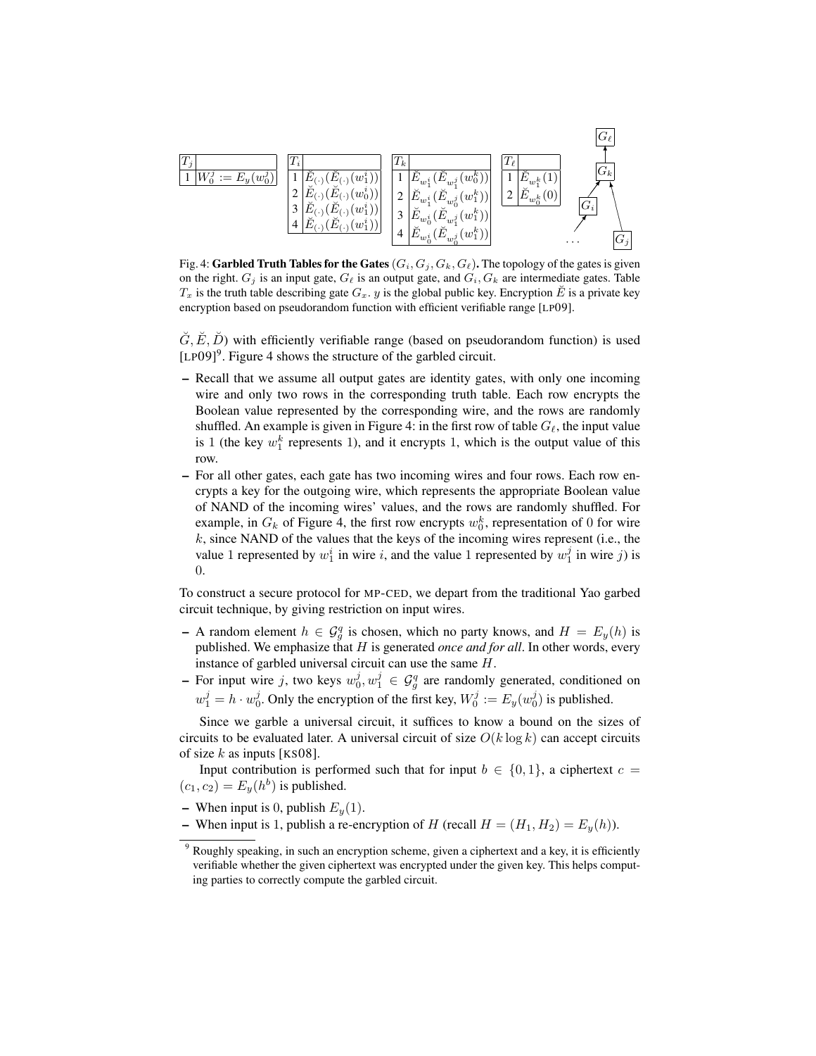| $T_j$ | |
|---|---|
| 1 | $W_0^j := E_y(w_0^j)$ |

| $T_i$ | |
|---|---|
| 1 | $\breve{E}_{(\cdot)}(\breve{E}_{(\cdot)}(w_1^i))$ |
| 2 | $\breve{E}_{(\cdot)}(\breve{E}_{(\cdot)}(w_0^i))$ |
| 3 | $\breve{E}_{(\cdot)}(\breve{E}_{(\cdot)}(w_1^i))$ |
| 4 | $\breve{E}_{(\cdot)}(\breve{E}_{(\cdot)}(w_1^i))$ |

| $T_k$ | |
|---|---|
| 1 | $\breve{E}_{w_1^i}(\breve{E}_{w_1^j}(w_0^k))$ |
| 2 | $\breve{E}_{w_1^i}(\breve{E}_{w_0^j}(w_1^k))$ |
| 3 | $\breve{E}_{w_0^i}(\breve{E}_{w_1^j}(w_1^k))$ |
| 4 | $\breve{E}_{w_0^i}(\breve{E}_{w_0^j}(w_1^k))$ |

| $T_\ell$ | |
|---|---|
| 1 | $\breve{E}_{w_1^k}(1)$ |
| 2 | $\breve{E}_{w_0^k}(0)$ |

Fig. 4: **Garbled Truth Tables for the Gates** $(G_i, G_j, G_k, G_\ell)$**.** The topology of the gates is given on the right. $G_j$ is an input gate, $G_\ell$ is an output gate, and $G_i, G_k$ are intermediate gates. Table $T_x$ is the truth table describing gate $G_x$. $y$ is the global public key. Encryption $\breve{E}$ is a private key encryption based on pseudorandom function with efficient verifiable range [LP09].

$\breve{G}, \breve{E}, \breve{D}$) with efficiently verifiable range (based on pseudorandom function) is used [LP09][9]. Figure 4 shows the structure of the garbled circuit.

- Recall that we assume all output gates are identity gates, with only one incoming wire and only two rows in the corresponding truth table. Each row encrypts the Boolean value represented by the corresponding wire, and the rows are randomly shuffled. An example is given in Figure 4: in the first row of table $G_\ell$, the input value is 1 (the key $w_1^k$ represents 1), and it encrypts 1, which is the output value of this row.
- For all other gates, each gate has two incoming wires and four rows. Each row encrypts a key for the outgoing wire, which represents the appropriate Boolean value of NAND of the incoming wires' values, and the rows are randomly shuffled. For example, in $G_k$ of Figure 4, the first row encrypts $w_0^k$, representation of 0 for wire $k$, since NAND of the values that the keys of the incoming wires represent (i.e., the value 1 represented by $w_1^i$ in wire $i$, and the value 1 represented by $w_1^j$ in wire $j$) is 0.

To construct a secure protocol for MP-CED, we depart from the traditional Yao garbed circuit technique, by giving restriction on input wires.

- A random element $h \in \mathcal{G}_g^q$ is chosen, which no party knows, and $H = E_y(h)$ is published. We emphasize that $H$ is generated *once and for all*. In other words, every instance of garbled universal circuit can use the same $H$.
- For input wire $j$, two keys $w_0^j, w_1^j \in \mathcal{G}_g^q$ are randomly generated, conditioned on $w_1^j = h \cdot w_0^j$. Only the encryption of the first key, $W_0^j := E_y(w_0^j)$ is published.

Since we garble a universal circuit, it suffices to know a bound on the sizes of circuits to be evaluated later. A universal circuit of size $O(k \log k)$ can accept circuits of size $k$ as inputs [KS08].

Input contribution is performed such that for input $b \in \{0, 1\}$, a ciphertext $c = (c_1, c_2) = E_y(h^b)$ is published.

- When input is 0, publish $E_y(1)$.
- When input is 1, publish a re-encryption of $H$ (recall $H = (H_1, H_2) = E_y(h)$).

[9] Roughly speaking, in such an encryption scheme, given a ciphertext and a key, it is efficiently verifiable whether the given ciphertext was encrypted under the given key. This helps computing parties to correctly compute the garbled circuit.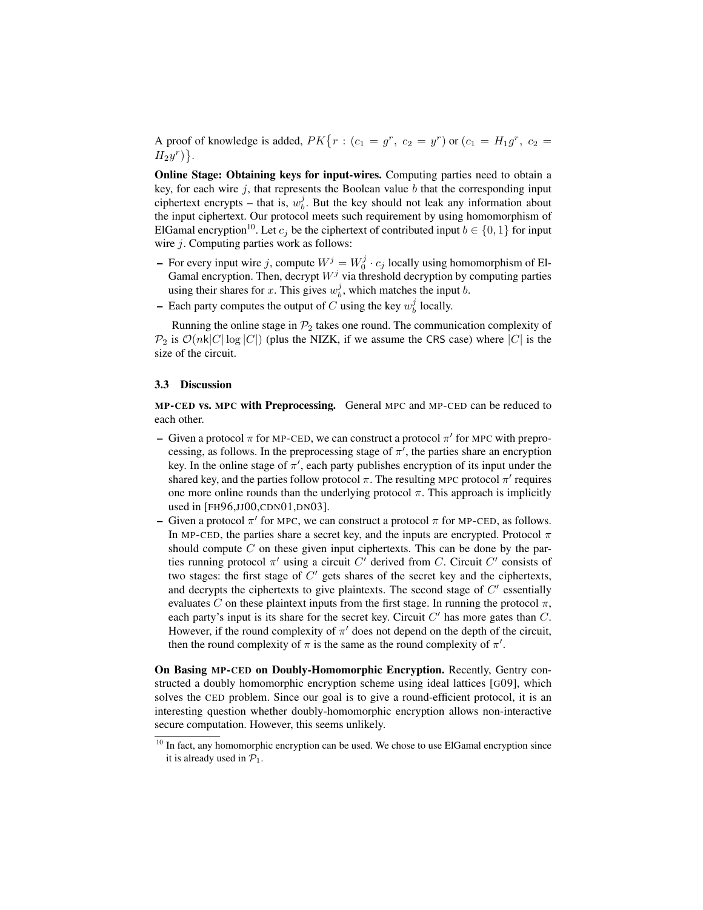A proof of knowledge is added, $PK\{r : (c_1 = g^r,\ c_2 = y^r) \text{ or } (c_1 = H_1 g^r,\ c_2 = H_2 y^r)\}$.

**Online Stage: Obtaining keys for input-wires.** Computing parties need to obtain a key, for each wire $j$, that represents the Boolean value $b$ that the corresponding input ciphertext encrypts – that is, $w_b^j$. But the key should not leak any information about the input ciphertext. Our protocol meets such requirement by using homomorphism of ElGamal encryption[10]. Let $c_j$ be the ciphertext of contributed input $b \in \{0, 1\}$ for input wire $j$. Computing parties work as follows:

- For every input wire $j$, compute $W^j = W_0^j \cdot c_j$ locally using homomorphism of ElGamal encryption. Then, decrypt $W^j$ via threshold decryption by computing parties using their shares for $x$. This gives $w_b^j$, which matches the input $b$.
- Each party computes the output of $C$ using the key $w_b^j$ locally.

Running the online stage in $\mathcal{P}_2$ takes one round. The communication complexity of $\mathcal{P}_2$ is $\mathcal{O}(n\mathsf{k}|C|\log|C|)$ (plus the NIZK, if we assume the CRS case) where $|C|$ is the size of the circuit.

### 3.3 Discussion

**MP-CED vs. MPC with Preprocessing.** General MPC and MP-CED can be reduced to each other.

- Given a protocol $\pi$ for MP-CED, we can construct a protocol $\pi'$ for MPC with preprocessing, as follows. In the preprocessing stage of $\pi'$, the parties share an encryption key. In the online stage of $\pi'$, each party publishes encryption of its input under the shared key, and the parties follow protocol $\pi$. The resulting MPC protocol $\pi'$ requires one more online rounds than the underlying protocol $\pi$. This approach is implicitly used in [FH96,JJ00,CDN01,DN03].
- Given a protocol $\pi'$ for MPC, we can construct a protocol $\pi$ for MP-CED, as follows. In MP-CED, the parties share a secret key, and the inputs are encrypted. Protocol $\pi$ should compute $C$ on these given input ciphertexts. This can be done by the parties running protocol $\pi'$ using a circuit $C'$ derived from $C$. Circuit $C'$ consists of two stages: the first stage of $C'$ gets shares of the secret key and the ciphertexts, and decrypts the ciphertexts to give plaintexts. The second stage of $C'$ essentially evaluates $C$ on these plaintext inputs from the first stage. In running the protocol $\pi$, each party's input is its share for the secret key. Circuit $C'$ has more gates than $C$. However, if the round complexity of $\pi'$ does not depend on the depth of the circuit, then the round complexity of $\pi$ is the same as the round complexity of $\pi'$.

**On Basing MP-CED on Doubly-Homomorphic Encryption.** Recently, Gentry constructed a doubly homomorphic encryption scheme using ideal lattices [G09], which solves the CED problem. Since our goal is to give a round-efficient protocol, it is an interesting question whether doubly-homomorphic encryption allows non-interactive secure computation. However, this seems unlikely.

[10] In fact, any homomorphic encryption can be used. We chose to use ElGamal encryption since it is already used in $\mathcal{P}_1$.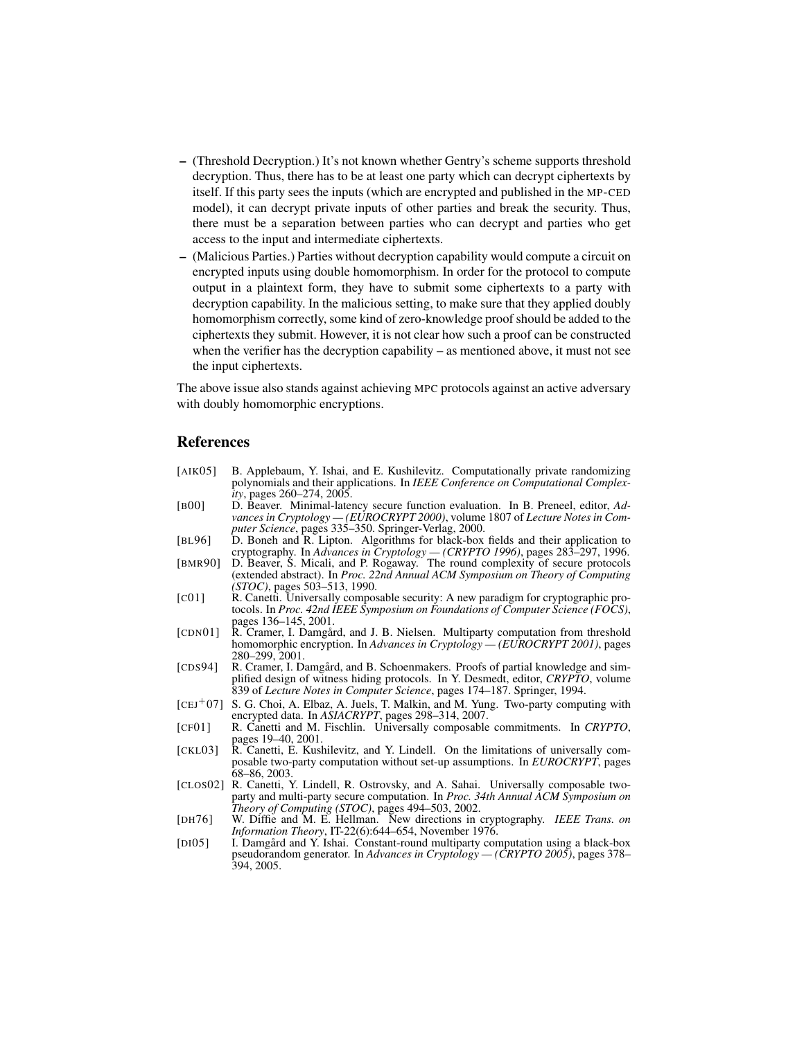- (Threshold Decryption.) It's not known whether Gentry's scheme supports threshold decryption. Thus, there has to be at least one party which can decrypt ciphertexts by itself. If this party sees the inputs (which are encrypted and published in the MP-CED model), it can decrypt private inputs of other parties and break the security. Thus, there must be a separation between parties who can decrypt and parties who get access to the input and intermediate ciphertexts.
- (Malicious Parties.) Parties without decryption capability would compute a circuit on encrypted inputs using double homomorphism. In order for the protocol to compute output in a plaintext form, they have to submit some ciphertexts to a party with decryption capability. In the malicious setting, to make sure that they applied doubly homomorphism correctly, some kind of zero-knowledge proof should be added to the ciphertexts they submit. However, it is not clear how such a proof can be constructed when the verifier has the decryption capability – as mentioned above, it must not see the input ciphertexts.

The above issue also stands against achieving MPC protocols against an active adversary with doubly homomorphic encryptions.

## References

[AIK05] B. Applebaum, Y. Ishai, and E. Kushilevitz. Computationally private randomizing polynomials and their applications. In *IEEE Conference on Computational Complexity*, pages 260–274, 2005.

[B00] D. Beaver. Minimal-latency secure function evaluation. In B. Preneel, editor, *Advances in Cryptology — (EUROCRYPT 2000)*, volume 1807 of *Lecture Notes in Computer Science*, pages 335–350. Springer-Verlag, 2000.

[BL96] D. Boneh and R. Lipton. Algorithms for black-box fields and their application to cryptography. In *Advances in Cryptology — (CRYPTO 1996)*, pages 283–297, 1996.

[BMR90] D. Beaver, S. Micali, and P. Rogaway. The round complexity of secure protocols (extended abstract). In *Proc. 22nd Annual ACM Symposium on Theory of Computing (STOC)*, pages 503–513, 1990.

[C01] R. Canetti. Universally composable security: A new paradigm for cryptographic protocols. In *Proc. 42nd IEEE Symposium on Foundations of Computer Science (FOCS)*, pages 136–145, 2001.

[CDN01] R. Cramer, I. Damgård, and J. B. Nielsen. Multiparty computation from threshold homomorphic encryption. In *Advances in Cryptology — (EUROCRYPT 2001)*, pages 280–299, 2001.

[CDS94] R. Cramer, I. Damgård, and B. Schoenmakers. Proofs of partial knowledge and simplified design of witness hiding protocols. In Y. Desmedt, editor, *CRYPTO*, volume 839 of *Lecture Notes in Computer Science*, pages 174–187. Springer, 1994.

[CEJ+07] S. G. Choi, A. Elbaz, A. Juels, T. Malkin, and M. Yung. Two-party computing with encrypted data. In *ASIACRYPT*, pages 298–314, 2007.

[CF01] R. Canetti and M. Fischlin. Universally composable commitments. In *CRYPTO*, pages 19–40, 2001.

[CKL03] R. Canetti, E. Kushilevitz, and Y. Lindell. On the limitations of universally composable two-party computation without set-up assumptions. In *EUROCRYPT*, pages 68–86, 2003.

[CLOS02] R. Canetti, Y. Lindell, R. Ostrovsky, and A. Sahai. Universally composable two-party and multi-party secure computation. In *Proc. 34th Annual ACM Symposium on Theory of Computing (STOC)*, pages 494–503, 2002.

[DH76] W. Diffie and M. E. Hellman. New directions in cryptography. *IEEE Trans. on Information Theory*, IT-22(6):644–654, November 1976.

[DI05] I. Damgård and Y. Ishai. Constant-round multiparty computation using a black-box pseudorandom generator. In *Advances in Cryptology — (CRYPTO 2005)*, pages 378–394, 2005.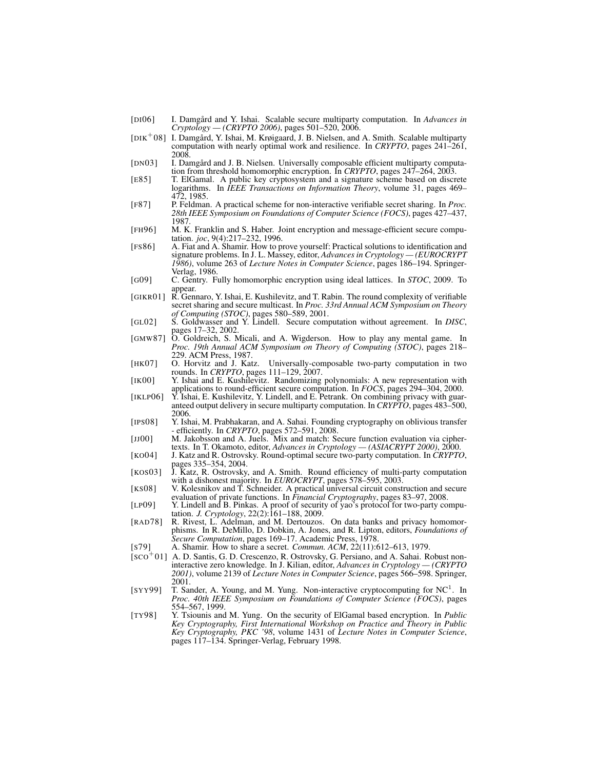[DI06] I. Damgård and Y. Ishai. Scalable secure multiparty computation. In *Advances in Cryptology — (CRYPTO 2006)*, pages 501–520, 2006.

[DIK+08] I. Damgård, Y. Ishai, M. Krøigaard, J. B. Nielsen, and A. Smith. Scalable multiparty computation with nearly optimal work and resilience. In *CRYPTO*, pages 241–261, 2008.

[DN03] I. Damgård and J. B. Nielsen. Universally composable efficient multiparty computation from threshold homomorphic encryption. In *CRYPTO*, pages 247–264, 2003.

[E85] T. ElGamal. A public key cryptosystem and a signature scheme based on discrete logarithms. In *IEEE Transactions on Information Theory*, volume 31, pages 469–472, 1985.

[F87] P. Feldman. A practical scheme for non-interactive verifiable secret sharing. In *Proc. 28th IEEE Symposium on Foundations of Computer Science (FOCS)*, pages 427–437, 1987.

[FH96] M. K. Franklin and S. Haber. Joint encryption and message-efficient secure computation. *joc*, 9(4):217–232, 1996.

[FS86] A. Fiat and A. Shamir. How to prove yourself: Practical solutions to identification and signature problems. In J. L. Massey, editor, *Advances in Cryptology — (EUROCRYPT 1986)*, volume 263 of *Lecture Notes in Computer Science*, pages 186–194. Springer-Verlag, 1986.

[G09] C. Gentry. Fully homomorphic encryption using ideal lattices. In *STOC*, 2009. To appear.

[GIKR01] R. Gennaro, Y. Ishai, E. Kushilevitz, and T. Rabin. The round complexity of verifiable secret sharing and secure multicast. In *Proc. 33rd Annual ACM Symposium on Theory of Computing (STOC)*, pages 580–589, 2001.

[GL02] S. Goldwasser and Y. Lindell. Secure computation without agreement. In *DISC*, pages 17–32, 2002.

[GMW87] O. Goldreich, S. Micali, and A. Wigderson. How to play any mental game. In *Proc. 19th Annual ACM Symposium on Theory of Computing (STOC)*, pages 218–229. ACM Press, 1987.

[HK07] O. Horvitz and J. Katz. Universally-composable two-party computation in two rounds. In *CRYPTO*, pages 111–129, 2007.

[IK00] Y. Ishai and E. Kushilevitz. Randomizing polynomials: A new representation with applications to round-efficient secure computation. In *FOCS*, pages 294–304, 2000.

[IKLP06] Y. Ishai, E. Kushilevitz, Y. Lindell, and E. Petrank. On combining privacy with guaranteed output delivery in secure multiparty computation. In *CRYPTO*, pages 483–500, 2006.

[IPS08] Y. Ishai, M. Prabhakaran, and A. Sahai. Founding cryptography on oblivious transfer - efficiently. In *CRYPTO*, pages 572–591, 2008.

[JJ00] M. Jakobsson and A. Juels. Mix and match: Secure function evaluation via ciphertexts. In T. Okamoto, editor, *Advances in Cryptology — (ASIACRYPT 2000)*, 2000.

[KO04] J. Katz and R. Ostrovsky. Round-optimal secure two-party computation. In *CRYPTO*, pages 335–354, 2004.

[KOS03] J. Katz, R. Ostrovsky, and A. Smith. Round efficiency of multi-party computation with a dishonest majority. In *EUROCRYPT*, pages 578–595, 2003.

[KS08] V. Kolesnikov and T. Schneider. A practical universal circuit construction and secure evaluation of private functions. In *Financial Cryptography*, pages 83–97, 2008.

[LP09] Y. Lindell and B. Pinkas. A proof of security of yao's protocol for two-party computation. *J. Cryptology*, 22(2):161–188, 2009.

[RAD78] R. Rivest, L. Adelman, and M. Dertouzos. On data banks and privacy homomorphisms. In R. DeMillo, D. Dobkin, A. Jones, and R. Lipton, editors, *Foundations of Secure Computation*, pages 169–17. Academic Press, 1978.

[S79] A. Shamir. How to share a secret. *Commun. ACM*, 22(11):612–613, 1979.

[SCO+01] A. D. Santis, G. D. Crescenzo, R. Ostrovsky, G. Persiano, and A. Sahai. Robust non-interactive zero knowledge. In J. Kilian, editor, *Advances in Cryptology — (CRYPTO 2001)*, volume 2139 of *Lecture Notes in Computer Science*, pages 566–598. Springer, 2001.

[SYY99] T. Sander, A. Young, and M. Yung. Non-interactive cryptocomputing for $NC^1$. In *Proc. 40th IEEE Symposium on Foundations of Computer Science (FOCS)*, pages 554–567, 1999.

[TY98] Y. Tsiounis and M. Yung. On the security of ElGamal based encryption. In *Public Key Cryptography, First International Workshop on Practice and Theory in Public Key Cryptography, PKC '98*, volume 1431 of *Lecture Notes in Computer Science*, pages 117–134. Springer-Verlag, February 1998.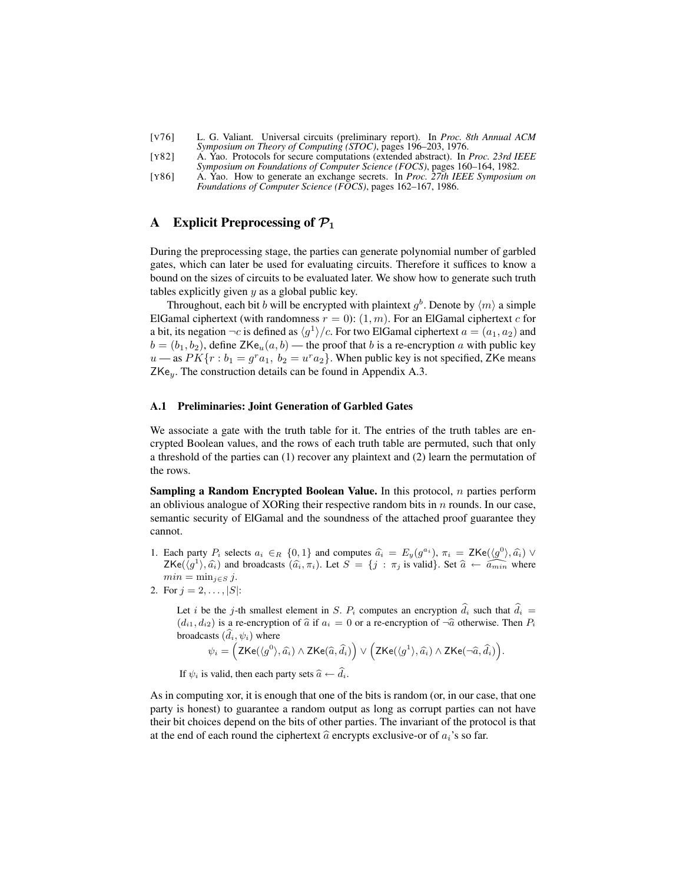[V76] L. G. Valiant. Universal circuits (preliminary report). In *Proc. 8th Annual ACM Symposium on Theory of Computing (STOC)*, pages 196–203, 1976.

[Y82] A. Yao. Protocols for secure computations (extended abstract). In *Proc. 23rd IEEE Symposium on Foundations of Computer Science (FOCS)*, pages 160–164, 1982.

[Y86] A. Yao. How to generate an exchange secrets. In *Proc. 27th IEEE Symposium on Foundations of Computer Science (FOCS)*, pages 162–167, 1986.

# A Explicit Preprocessing of $\mathcal{P}_1$

During the preprocessing stage, the parties can generate polynomial number of garbled gates, which can later be used for evaluating circuits. Therefore it suffices to know a bound on the sizes of circuits to be evaluated later. We show how to generate such truth tables explicitly given $y$ as a global public key.

Throughout, each bit $b$ will be encrypted with plaintext $g^b$. Denote by $\langle m \rangle$ a simple ElGamal ciphertext (with randomness $r = 0$): $(1, m)$. For an ElGamal ciphertext $c$ for a bit, its negation $\neg c$ is defined as $\langle g^1 \rangle / c$. For two ElGamal ciphertext $a = (a_1, a_2)$ and $b = (b_1, b_2)$, define $\mathsf{ZKe}_u(a, b)$ — the proof that $b$ is a re-encryption $a$ with public key $u$ — as $PK\{r : b_1 = g^r a_1,\ b_2 = u^r a_2\}$. When public key is not specified, $\mathsf{ZKe}$ means $\mathsf{ZKe}_y$. The construction details can be found in Appendix A.3.

## A.1 Preliminaries: Joint Generation of Garbled Gates

We associate a gate with the truth table for it. The entries of the truth tables are encrypted Boolean values, and the rows of each truth table are permuted, such that only a threshold of the parties can (1) recover any plaintext and (2) learn the permutation of the rows.

**Sampling a Random Encrypted Boolean Value.** In this protocol, $n$ parties perform an oblivious analogue of XORing their respective random bits in $n$ rounds. In our case, semantic security of ElGamal and the soundness of the attached proof guarantee they cannot.

1. Each party $P_i$ selects $a_i \in_R \{0, 1\}$ and computes $\widehat{a}_i = E_y(g^{a_i})$, $\pi_i = \mathsf{ZKe}(\langle g^0 \rangle, \widehat{a}_i) \vee \mathsf{ZKe}(\langle g^1 \rangle, \widehat{a}_i)$ and broadcasts $(\widehat{a}_i, \pi_i)$. Let $S = \{j : \pi_j \text{ is valid}\}$. Set $\widehat{a} \leftarrow \widehat{a_{min}}$ where $min = \min_{j \in S} j$.
2. For $j = 2, \ldots, |S|$:

   Let $i$ be the $j$-th smallest element in $S$. $P_i$ computes an encryption $\widehat{d}_i$ such that $\widehat{d}_i = (d_{i1}, d_{i2})$ is a re-encryption of $\widehat{a}$ if $a_i = 0$ or a re-encryption of $\neg\widehat{a}$ otherwise. Then $P_i$ broadcasts $(\widehat{d}_i, \psi_i)$ where

   $$\psi_i = \Big(\mathsf{ZKe}(\langle g^0 \rangle, \widehat{a}_i) \wedge \mathsf{ZKe}(\widehat{a}, \widehat{d}_i)\Big) \vee \Big(\mathsf{ZKe}(\langle g^1 \rangle, \widehat{a}_i) \wedge \mathsf{ZKe}(\neg\widehat{a}, \widehat{d}_i)\Big).$$

   If $\psi_i$ is valid, then each party sets $\widehat{a} \leftarrow \widehat{d}_i$.

As in computing xor, it is enough that one of the bits is random (or, in our case, that one party is honest) to guarantee a random output as long as corrupt parties can not have their bit choices depend on the bits of other parties. The invariant of the protocol is that at the end of each round the ciphertext $\widehat{a}$ encrypts exclusive-or of $a_i$'s so far.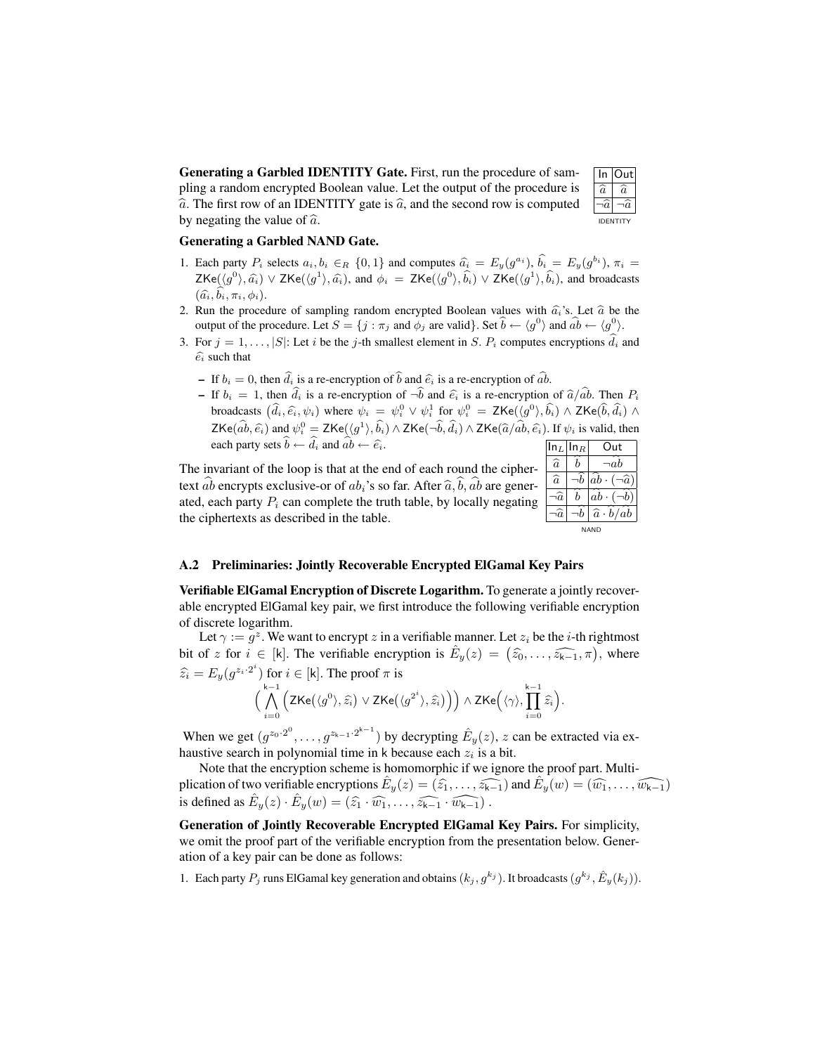**Generating a Garbled IDENTITY Gate.** First, run the procedure of sampling a random encrypted Boolean value. Let the output of the procedure is $\widehat{a}$. The first row of an IDENTITY gate is $\widehat{a}$, and the second row is computed by negating the value of $\widehat{a}$.

| In | Out |
|---|---|
| $\widehat{a}$ | $\widehat{a}$ |
| $\neg\widehat{a}$ | $\neg\widehat{a}$ |

IDENTITY

**Generating a Garbled NAND Gate.**

1. Each party $P_i$ selects $a_i, b_i \in_R \{0,1\}$ and computes $\widehat{a_i} = E_y(g^{a_i})$, $\widehat{b_i} = E_y(g^{b_i})$, $\pi_i = \mathsf{ZKe}(\langle g^0\rangle, \widehat{a_i}) \vee \mathsf{ZKe}(\langle g^1\rangle, \widehat{a_i})$, and $\phi_i = \mathsf{ZKe}(\langle g^0\rangle, \widehat{b_i}) \vee \mathsf{ZKe}(\langle g^1\rangle, \widehat{b_i})$, and broadcasts $(\widehat{a_i}, \widehat{b_i}, \pi_i, \phi_i)$.
2. Run the procedure of sampling random encrypted Boolean values with $\widehat{a_i}$'s. Let $\widehat{a}$ be the output of the procedure. Let $S = \{j : \pi_j \text{ and } \phi_j \text{ are valid}\}$. Set $\widehat{b} \leftarrow \langle g^0\rangle$ and $\widehat{ab} \leftarrow \langle g^0\rangle$.
3. For $j = 1, \ldots, |S|$: Let $i$ be the $j$-th smallest element in $S$. $P_i$ computes encryptions $\widehat{d_i}$ and $\widehat{e_i}$ such that
   - If $b_i = 0$, then $\widehat{d_i}$ is a re-encryption of $\widehat{b}$ and $\widehat{e_i}$ is a re-encryption of $\widehat{ab}$.
   - If $b_i = 1$, then $\widehat{d_i}$ is a re-encryption of $\neg\widehat{b}$ and $\widehat{e_i}$ is a re-encryption of $\widehat{a}/\widehat{ab}$. Then $P_i$ broadcasts $(\widehat{d_i}, \widehat{e_i}, \psi_i)$ where $\psi_i = \psi_i^0 \vee \psi_i^1$ for $\psi_i^0 = \mathsf{ZKe}(\langle g^0\rangle, \widehat{b_i}) \wedge \mathsf{ZKe}(\widehat{b}, \widehat{d_i}) \wedge \mathsf{ZKe}(\widehat{ab}, \widehat{e_i})$ and $\psi_i^0 = \mathsf{ZKe}(\langle g^1\rangle, \widehat{b_i}) \wedge \mathsf{ZKe}(\neg\widehat{b}, \widehat{d_i}) \wedge \mathsf{ZKe}(\widehat{a}/\widehat{ab}, \widehat{e_i})$. If $\psi_i$ is valid, then each party sets $\widehat{b} \leftarrow \widehat{d_i}$ and $\widehat{ab} \leftarrow \widehat{e_i}$.

The invariant of the loop is that at the end of each round the ciphertext $\widehat{ab}$ encrypts exclusive-or of $ab_i$'s so far. After $\widehat{a}, \widehat{b}, \widehat{ab}$ are generated, each party $P_i$ can complete the truth table, by locally negating the ciphertexts as described in the table.

| $\mathsf{In}_L$ | $\mathsf{In}_R$ | Out |
|---|---|---|
| $\widehat{a}$ | $\widehat{b}$ | $\neg\widehat{ab}$ |
| $\widehat{a}$ | $\neg\widehat{b}$ | $\widehat{ab}\cdot(\neg\widehat{a})$ |
| $\neg\widehat{a}$ | $\widehat{b}$ | $\widehat{ab}\cdot(\neg\widehat{b})$ |
| $\neg\widehat{a}$ | $\neg\widehat{b}$ | $\widehat{a}\cdot\widehat{b}/\widehat{ab}$ |

NAND

### A.2 Preliminaries: Jointly Recoverable Encrypted ElGamal Key Pairs

**Verifiable ElGamal Encryption of Discrete Logarithm.** To generate a jointly recoverable encrypted ElGamal key pair, we first introduce the following verifiable encryption of discrete logarithm.

Let $\gamma := g^z$. We want to encrypt $z$ in a verifiable manner. Let $z_i$ be the $i$-th rightmost bit of $z$ for $i \in [\mathsf{k}]$. The verifiable encryption is $\hat{E}_y(z) = \big(\widehat{z_0}, \ldots, \widehat{z_{\mathsf{k}-1}}, \pi\big)$, where $\widehat{z_i} = E_y(g^{z_i \cdot 2^i})$ for $i \in [\mathsf{k}]$. The proof $\pi$ is

$$\Big(\bigwedge_{i=0}^{\mathsf{k}-1}\Big(\mathsf{ZKe}\big(\langle g^0\rangle, \widehat{z_i}\big) \vee \mathsf{ZKe}\big(\langle g^{2^i}\rangle, \widehat{z_i}\big)\Big)\Big) \wedge \mathsf{ZKe}\Big(\langle\gamma\rangle, \prod_{i=0}^{\mathsf{k}-1}\widehat{z_i}\Big).$$

When we get $(g^{z_0\cdot 2^0}, \ldots, g^{z_{\mathsf{k}-1}\cdot 2^{\mathsf{k}-1}})$ by decrypting $\hat{E}_y(z)$, $z$ can be extracted via exhaustive search in polynomial time in $\mathsf{k}$ because each $z_i$ is a bit.

Note that the encryption scheme is homomorphic if we ignore the proof part. Multiplication of two verifiable encryptions $\hat{E}_y(z) = (\widehat{z_1}, \ldots, \widehat{z_{\mathsf{k}-1}})$ and $\hat{E}_y(w) = (\widehat{w_1}, \ldots, \widehat{w_{\mathsf{k}-1}})$ is defined as $\hat{E}_y(z)\cdot\hat{E}_y(w) = (\widehat{z_1}\cdot\widehat{w_1}, \ldots, \widehat{z_{\mathsf{k}-1}}\cdot\widehat{w_{\mathsf{k}-1}})$.

**Generation of Jointly Recoverable Encrypted ElGamal Key Pairs.** For simplicity, we omit the proof part of the verifiable encryption from the presentation below. Generation of a key pair can be done as follows:

1. Each party $P_j$ runs ElGamal key generation and obtains $(k_j, g^{k_j})$. It broadcasts $(g^{k_j}, \hat{E}_y(k_j))$.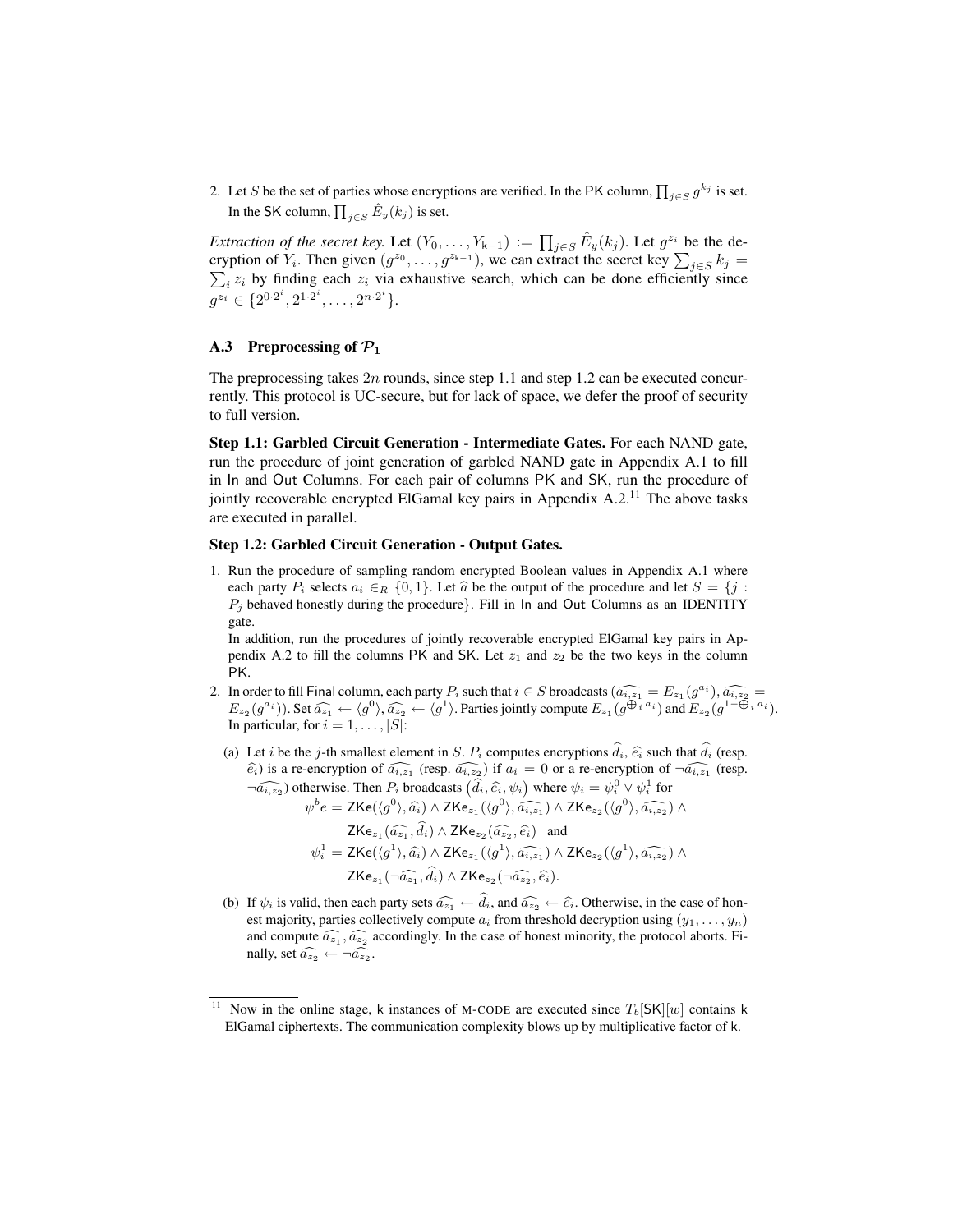2. Let $S$ be the set of parties whose encryptions are verified. In the PK column, $\prod_{j \in S} g^{k_j}$ is set. In the SK column, $\prod_{j \in S} \hat{E}_y(k_j)$ is set.

*Extraction of the secret key.* Let $(Y_0, \ldots, Y_{\mathsf{k}-1}) := \prod_{j \in S} \hat{E}_y(k_j)$. Let $g^{z_i}$ be the decryption of $Y_i$. Then given $(g^{z_0}, \ldots, g^{z_{\mathsf{k}-1}})$, we can extract the secret key $\sum_{j \in S} k_j = \sum_i z_i$ by finding each $z_i$ via exhaustive search, which can be done efficiently since $g^{z_i} \in \{2^{0 \cdot 2^i}, 2^{1 \cdot 2^i}, \ldots, 2^{n \cdot 2^i}\}$.

### A.3 Preprocessing of $\mathcal{P}_1$

The preprocessing takes $2n$ rounds, since step 1.1 and step 1.2 can be executed concurrently. This protocol is UC-secure, but for lack of space, we defer the proof of security to full version.

**Step 1.1: Garbled Circuit Generation - Intermediate Gates.** For each NAND gate, run the procedure of joint generation of garbled NAND gate in Appendix A.1 to fill in In and Out Columns. For each pair of columns PK and SK, run the procedure of jointly recoverable encrypted ElGamal key pairs in Appendix A.2.[11] The above tasks are executed in parallel.

**Step 1.2: Garbled Circuit Generation - Output Gates.**

1. Run the procedure of sampling random encrypted Boolean values in Appendix A.1 where each party $P_i$ selects $a_i \in_R \{0, 1\}$. Let $\widehat{a}$ be the output of the procedure and let $S = \{j : P_j$ behaved honestly during the procedure$\}$. Fill in In and Out Columns as an IDENTITY gate.
   In addition, run the procedures of jointly recoverable encrypted ElGamal key pairs in Appendix A.2 to fill the columns PK and SK. Let $z_1$ and $z_2$ be the two keys in the column PK.
2. In order to fill Final column, each party $P_i$ such that $i \in S$ broadcasts $(\widehat{a_{i,z_1}} = E_{z_1}(g^{a_i}), \widehat{a_{i,z_2}} = E_{z_2}(g^{a_i}))$. Set $\widehat{a_{z_1}} \leftarrow \langle g^0 \rangle, \widehat{a_{z_2}} \leftarrow \langle g^1 \rangle$. Parties jointly compute $E_{z_1}(g^{\bigoplus_i a_i})$ and $E_{z_2}(g^{1-\bigoplus_i a_i})$. In particular, for $i = 1, \ldots, |S|$:
   (a) Let $i$ be the $j$-th smallest element in $S$. $P_i$ computes encryptions $\widehat{d_i}, \widehat{e_i}$ such that $\widehat{d_i}$ (resp. $\widehat{e_i}$) is a re-encryption of $\widehat{a_{i,z_1}}$ (resp. $\widehat{a_{i,z_2}}$) if $a_i = 0$ or a re-encryption of $\neg\widehat{a_{i,z_1}}$ (resp. $\neg\widehat{a_{i,z_2}}$) otherwise. Then $P_i$ broadcasts $(\widehat{d_i}, \widehat{e_i}, \psi_i)$ where $\psi_i = \psi_i^0 \vee \psi_i^1$ for
   $$\psi^b e = \mathsf{ZKe}(\langle g^0 \rangle, \widehat{a_i}) \wedge \mathsf{ZKe}_{z_1}(\langle g^0 \rangle, \widehat{a_{i,z_1}}) \wedge \mathsf{ZKe}_{z_2}(\langle g^0 \rangle, \widehat{a_{i,z_2}}) \wedge$$
   $$\mathsf{ZKe}_{z_1}(\widehat{a_{z_1}}, \widehat{d_i}) \wedge \mathsf{ZKe}_{z_2}(\widehat{a_{z_2}}, \widehat{e_i}) \quad \text{and}$$
   $$\psi_i^1 = \mathsf{ZKe}(\langle g^1 \rangle, \widehat{a_i}) \wedge \mathsf{ZKe}_{z_1}(\langle g^1 \rangle, \widehat{a_{i,z_1}}) \wedge \mathsf{ZKe}_{z_2}(\langle g^1 \rangle, \widehat{a_{i,z_2}}) \wedge$$
   $$\mathsf{ZKe}_{z_1}(\neg\widehat{a_{z_1}}, \widehat{d_i}) \wedge \mathsf{ZKe}_{z_2}(\neg\widehat{a_{z_2}}, \widehat{e_i}).$$
   (b) If $\psi_i$ is valid, then each party sets $\widehat{a_{z_1}} \leftarrow \widehat{d_i}$, and $\widehat{a_{z_2}} \leftarrow \widehat{e_i}$. Otherwise, in the case of honest majority, parties collectively compute $a_i$ from threshold decryption using $(y_1, \ldots, y_n)$ and compute $\widehat{a_{z_1}}, \widehat{a_{z_2}}$ accordingly. In the case of honest minority, the protocol aborts. Finally, set $\widehat{a_{z_2}} \leftarrow \neg\widehat{a_{z_2}}$.

[11] Now in the online stage, k instances of M-CODE are executed since $T_b[\mathsf{SK}][w]$ contains k ElGamal ciphertexts. The communication complexity blows up by multiplicative factor of k.